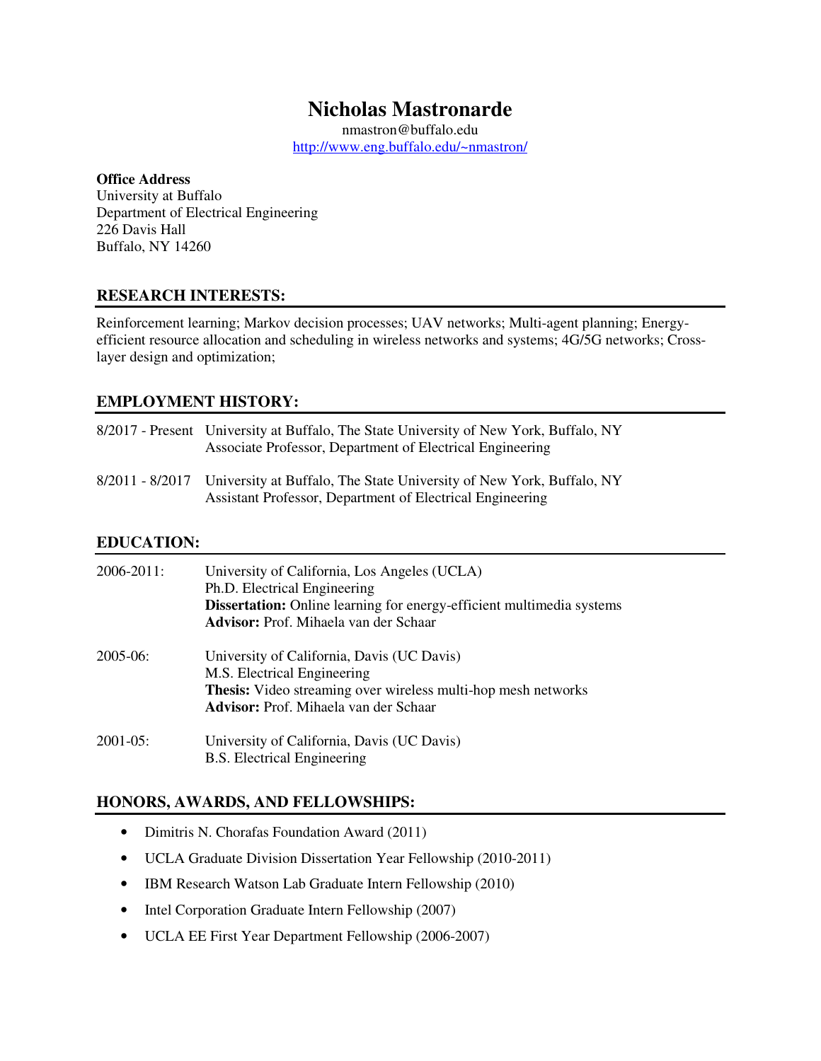# Nicholas Mastronarde

nmastron@buffalo.edu
http://www.eng.buffalo.edu/~nmastron/

**Office Address**
University at Buffalo
Department of Electrical Engineering
226 Davis Hall
Buffalo, NY 14260

## RESEARCH INTERESTS:

Reinforcement learning; Markov decision processes; UAV networks; Multi-agent planning; Energy-efficient resource allocation and scheduling in wireless networks and systems; 4G/5G networks; Cross-layer design and optimization;

## EMPLOYMENT HISTORY:

8/2017 - Present University at Buffalo, The State University of New York, Buffalo, NY
Associate Professor, Department of Electrical Engineering

8/2011 - 8/2017 University at Buffalo, The State University of New York, Buffalo, NY
Assistant Professor, Department of Electrical Engineering

## EDUCATION:

2006-2011: University of California, Los Angeles (UCLA)
Ph.D. Electrical Engineering
**Dissertation:** Online learning for energy-efficient multimedia systems
**Advisor:** Prof. Mihaela van der Schaar

2005-06: University of California, Davis (UC Davis)
M.S. Electrical Engineering
**Thesis:** Video streaming over wireless multi-hop mesh networks
**Advisor:** Prof. Mihaela van der Schaar

2001-05: University of California, Davis (UC Davis)
B.S. Electrical Engineering

## HONORS, AWARDS, AND FELLOWSHIPS:

- Dimitris N. Chorafas Foundation Award (2011)
- UCLA Graduate Division Dissertation Year Fellowship (2010-2011)
- IBM Research Watson Lab Graduate Intern Fellowship (2010)
- Intel Corporation Graduate Intern Fellowship (2007)
- UCLA EE First Year Department Fellowship (2006-2007)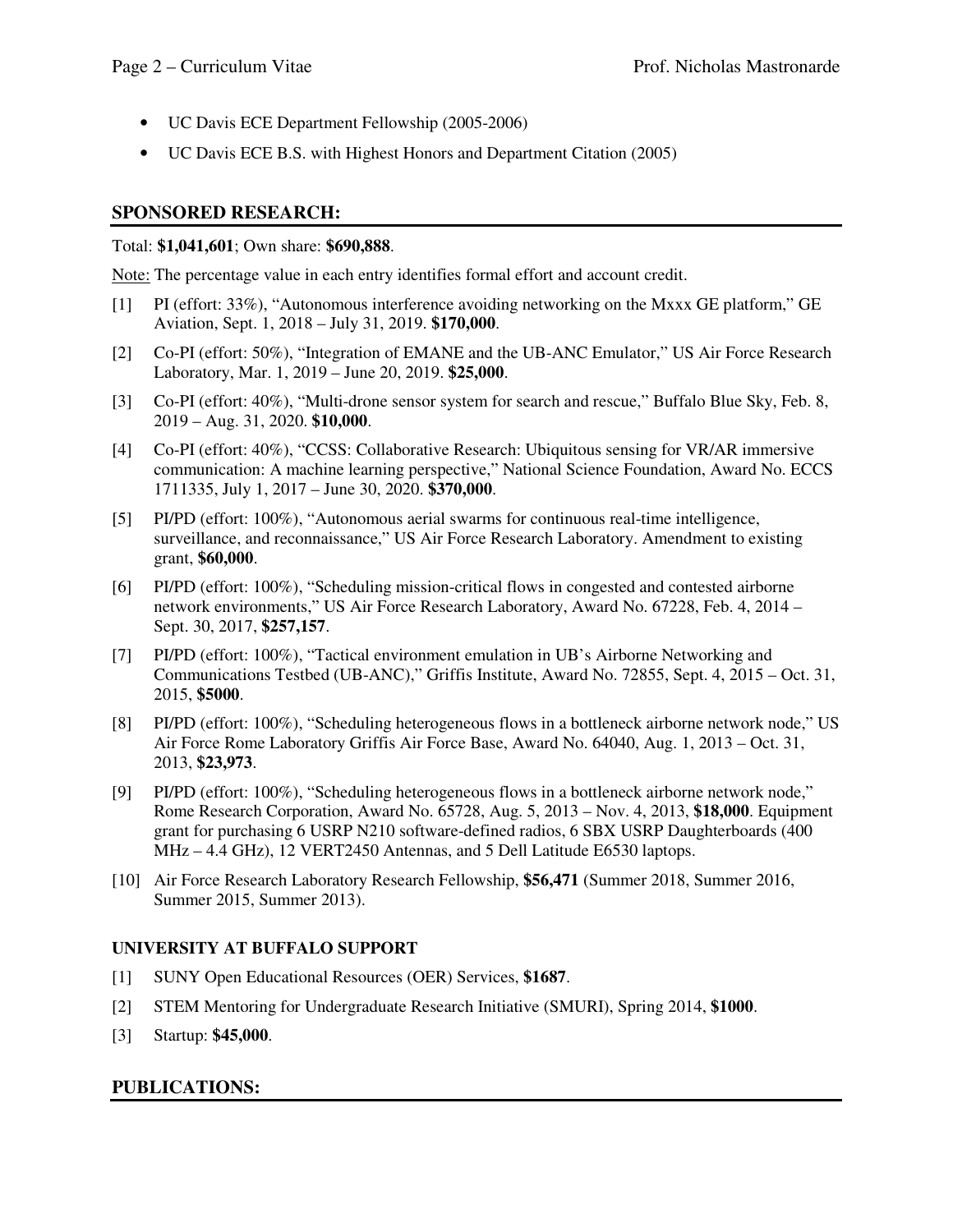- UC Davis ECE Department Fellowship (2005-2006)
- UC Davis ECE B.S. with Highest Honors and Department Citation (2005)

## SPONSORED RESEARCH:

Total: **$1,041,601**; Own share: **$690,888**.

Note: The percentage value in each entry identifies formal effort and account credit.

[1] PI (effort: 33%), "Autonomous interference avoiding networking on the Mxxx GE platform," GE Aviation, Sept. 1, 2018 – July 31, 2019. **$170,000**.

[2] Co-PI (effort: 50%), "Integration of EMANE and the UB-ANC Emulator," US Air Force Research Laboratory, Mar. 1, 2019 – June 20, 2019. **$25,000**.

[3] Co-PI (effort: 40%), "Multi-drone sensor system for search and rescue," Buffalo Blue Sky, Feb. 8, 2019 – Aug. 31, 2020. **$10,000**.

[4] Co-PI (effort: 40%), "CCSS: Collaborative Research: Ubiquitous sensing for VR/AR immersive communication: A machine learning perspective," National Science Foundation, Award No. ECCS 1711335, July 1, 2017 – June 30, 2020. **$370,000**.

[5] PI/PD (effort: 100%), "Autonomous aerial swarms for continuous real-time intelligence, surveillance, and reconnaissance," US Air Force Research Laboratory. Amendment to existing grant, **$60,000**.

[6] PI/PD (effort: 100%), "Scheduling mission-critical flows in congested and contested airborne network environments," US Air Force Research Laboratory, Award No. 67228, Feb. 4, 2014 – Sept. 30, 2017, **$257,157**.

[7] PI/PD (effort: 100%), "Tactical environment emulation in UB's Airborne Networking and Communications Testbed (UB-ANC)," Griffis Institute, Award No. 72855, Sept. 4, 2015 – Oct. 31, 2015, **$5000**.

[8] PI/PD (effort: 100%), "Scheduling heterogeneous flows in a bottleneck airborne network node," US Air Force Rome Laboratory Griffis Air Force Base, Award No. 64040, Aug. 1, 2013 – Oct. 31, 2013, **$23,973**.

[9] PI/PD (effort: 100%), "Scheduling heterogeneous flows in a bottleneck airborne network node," Rome Research Corporation, Award No. 65728, Aug. 5, 2013 – Nov. 4, 2013, **$18,000**. Equipment grant for purchasing 6 USRP N210 software-defined radios, 6 SBX USRP Daughterboards (400 MHz – 4.4 GHz), 12 VERT2450 Antennas, and 5 Dell Latitude E6530 laptops.

[10] Air Force Research Laboratory Research Fellowship, **$56,471** (Summer 2018, Summer 2016, Summer 2015, Summer 2013).

### UNIVERSITY AT BUFFALO SUPPORT

[1] SUNY Open Educational Resources (OER) Services, **$1687**.

[2] STEM Mentoring for Undergraduate Research Initiative (SMURI), Spring 2014, **$1000**.

[3] Startup: **$45,000**.

## PUBLICATIONS: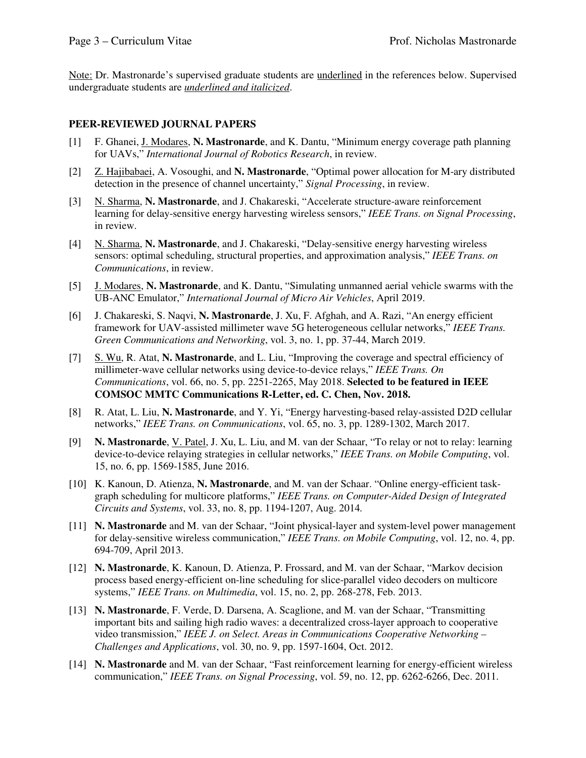Note: Dr. Mastronarde's supervised graduate students are <u>underlined</u> in the references below. Supervised undergraduate students are <u>*underlined and italicized*</u>.

## PEER-REVIEWED JOURNAL PAPERS

[1] F. Ghanei, <u>J. Modares</u>, **N. Mastronarde**, and K. Dantu, "Minimum energy coverage path planning for UAVs," *International Journal of Robotics Research*, in review.

[2] <u>Z. Hajibabaei</u>, A. Vosoughi, and **N. Mastronarde**, "Optimal power allocation for M-ary distributed detection in the presence of channel uncertainty," *Signal Processing*, in review.

[3] <u>N. Sharma</u>, **N. Mastronarde**, and J. Chakareski, "Accelerate structure-aware reinforcement learning for delay-sensitive energy harvesting wireless sensors," *IEEE Trans. on Signal Processing*, in review.

[4] <u>N. Sharma</u>, **N. Mastronarde**, and J. Chakareski, "Delay-sensitive energy harvesting wireless sensors: optimal scheduling, structural properties, and approximation analysis," *IEEE Trans. on Communications*, in review.

[5] <u>J. Modares</u>, **N. Mastronarde**, and K. Dantu, "Simulating unmanned aerial vehicle swarms with the UB-ANC Emulator," *International Journal of Micro Air Vehicles*, April 2019.

[6] J. Chakareski, S. Naqvi, **N. Mastronarde**, J. Xu, F. Afghah, and A. Razi, "An energy efficient framework for UAV-assisted millimeter wave 5G heterogeneous cellular networks," *IEEE Trans. Green Communications and Networking*, vol. 3, no. 1, pp. 37-44, March 2019.

[7] <u>S. Wu</u>, R. Atat, **N. Mastronarde**, and L. Liu, "Improving the coverage and spectral efficiency of millimeter-wave cellular networks using device-to-device relays," *IEEE Trans. On Communications*, vol. 66, no. 5, pp. 2251-2265, May 2018. **Selected to be featured in IEEE COMSOC MMTC Communications R-Letter, ed. C. Chen, Nov. 2018.**

[8] R. Atat, L. Liu, **N. Mastronarde**, and Y. Yi, "Energy harvesting-based relay-assisted D2D cellular networks," *IEEE Trans. on Communications*, vol. 65, no. 3, pp. 1289-1302, March 2017.

[9] **N. Mastronarde**, <u>V. Patel</u>, J. Xu, L. Liu, and M. van der Schaar, "To relay or not to relay: learning device-to-device relaying strategies in cellular networks," *IEEE Trans. on Mobile Computing*, vol. 15, no. 6, pp. 1569-1585, June 2016.

[10] K. Kanoun, D. Atienza, **N. Mastronarde**, and M. van der Schaar. "Online energy-efficient task-graph scheduling for multicore platforms," *IEEE Trans. on Computer-Aided Design of Integrated Circuits and Systems*, vol. 33, no. 8, pp. 1194-1207, Aug. 2014.

[11] **N. Mastronarde** and M. van der Schaar, "Joint physical-layer and system-level power management for delay-sensitive wireless communication," *IEEE Trans. on Mobile Computing*, vol. 12, no. 4, pp. 694-709, April 2013.

[12] **N. Mastronarde**, K. Kanoun, D. Atienza, P. Frossard, and M. van der Schaar, "Markov decision process based energy-efficient on-line scheduling for slice-parallel video decoders on multicore systems," *IEEE Trans. on Multimedia*, vol. 15, no. 2, pp. 268-278, Feb. 2013.

[13] **N. Mastronarde**, F. Verde, D. Darsena, A. Scaglione, and M. van der Schaar, "Transmitting important bits and sailing high radio waves: a decentralized cross-layer approach to cooperative video transmission," *IEEE J. on Select. Areas in Communications Cooperative Networking – Challenges and Applications*, vol. 30, no. 9, pp. 1597-1604, Oct. 2012.

[14] **N. Mastronarde** and M. van der Schaar, "Fast reinforcement learning for energy-efficient wireless communication," *IEEE Trans. on Signal Processing*, vol. 59, no. 12, pp. 6262-6266, Dec. 2011.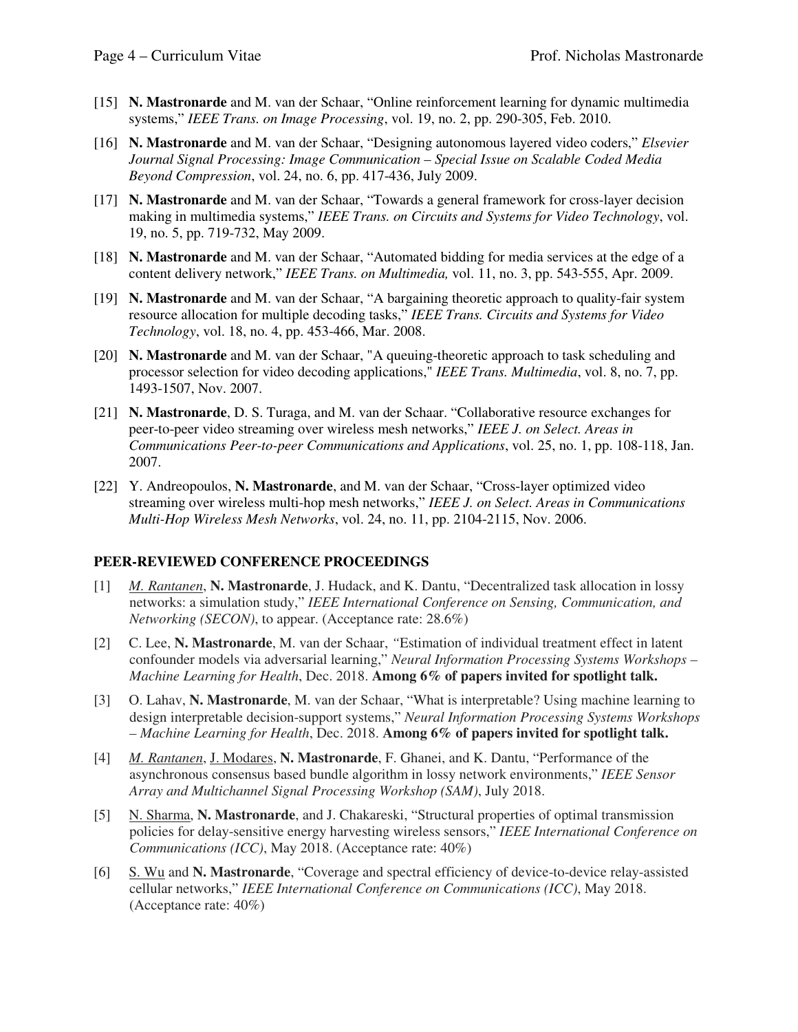[15] **N. Mastronarde** and M. van der Schaar, "Online reinforcement learning for dynamic multimedia systems," *IEEE Trans. on Image Processing*, vol. 19, no. 2, pp. 290-305, Feb. 2010.

[16] **N. Mastronarde** and M. van der Schaar, "Designing autonomous layered video coders," *Elsevier Journal Signal Processing: Image Communication – Special Issue on Scalable Coded Media Beyond Compression*, vol. 24, no. 6, pp. 417-436, July 2009.

[17] **N. Mastronarde** and M. van der Schaar, "Towards a general framework for cross-layer decision making in multimedia systems," *IEEE Trans. on Circuits and Systems for Video Technology*, vol. 19, no. 5, pp. 719-732, May 2009.

[18] **N. Mastronarde** and M. van der Schaar, "Automated bidding for media services at the edge of a content delivery network," *IEEE Trans. on Multimedia,* vol. 11, no. 3, pp. 543-555, Apr. 2009.

[19] **N. Mastronarde** and M. van der Schaar, "A bargaining theoretic approach to quality-fair system resource allocation for multiple decoding tasks," *IEEE Trans. Circuits and Systems for Video Technology*, vol. 18, no. 4, pp. 453-466, Mar. 2008.

[20] **N. Mastronarde** and M. van der Schaar, "A queuing-theoretic approach to task scheduling and processor selection for video decoding applications," *IEEE Trans. Multimedia*, vol. 8, no. 7, pp. 1493-1507, Nov. 2007.

[21] **N. Mastronarde**, D. S. Turaga, and M. van der Schaar. "Collaborative resource exchanges for peer-to-peer video streaming over wireless mesh networks," *IEEE J. on Select. Areas in Communications Peer-to-peer Communications and Applications*, vol. 25, no. 1, pp. 108-118, Jan. 2007.

[22] Y. Andreopoulos, **N. Mastronarde**, and M. van der Schaar, "Cross-layer optimized video streaming over wireless multi-hop mesh networks," *IEEE J. on Select. Areas in Communications Multi-Hop Wireless Mesh Networks*, vol. 24, no. 11, pp. 2104-2115, Nov. 2006.

## PEER-REVIEWED CONFERENCE PROCEEDINGS

[1] *M. Rantanen*, **N. Mastronarde**, J. Hudack, and K. Dantu, "Decentralized task allocation in lossy networks: a simulation study," *IEEE International Conference on Sensing, Communication, and Networking (SECON)*, to appear. (Acceptance rate: 28.6%)

[2] C. Lee, **N. Mastronarde**, M. van der Schaar, "Estimation of individual treatment effect in latent confounder models via adversarial learning," *Neural Information Processing Systems Workshops – Machine Learning for Health*, Dec. 2018. **Among 6% of papers invited for spotlight talk.**

[3] O. Lahav, **N. Mastronarde**, M. van der Schaar, "What is interpretable? Using machine learning to design interpretable decision-support systems," *Neural Information Processing Systems Workshops – Machine Learning for Health*, Dec. 2018. **Among 6% of papers invited for spotlight talk.**

[4] *M. Rantanen*, J. Modares, **N. Mastronarde**, F. Ghanei, and K. Dantu, "Performance of the asynchronous consensus based bundle algorithm in lossy network environments," *IEEE Sensor Array and Multichannel Signal Processing Workshop (SAM)*, July 2018.

[5] N. Sharma, **N. Mastronarde**, and J. Chakareski, "Structural properties of optimal transmission policies for delay-sensitive energy harvesting wireless sensors," *IEEE International Conference on Communications (ICC)*, May 2018. (Acceptance rate: 40%)

[6] S. Wu and **N. Mastronarde**, "Coverage and spectral efficiency of device-to-device relay-assisted cellular networks," *IEEE International Conference on Communications (ICC)*, May 2018. (Acceptance rate: 40%)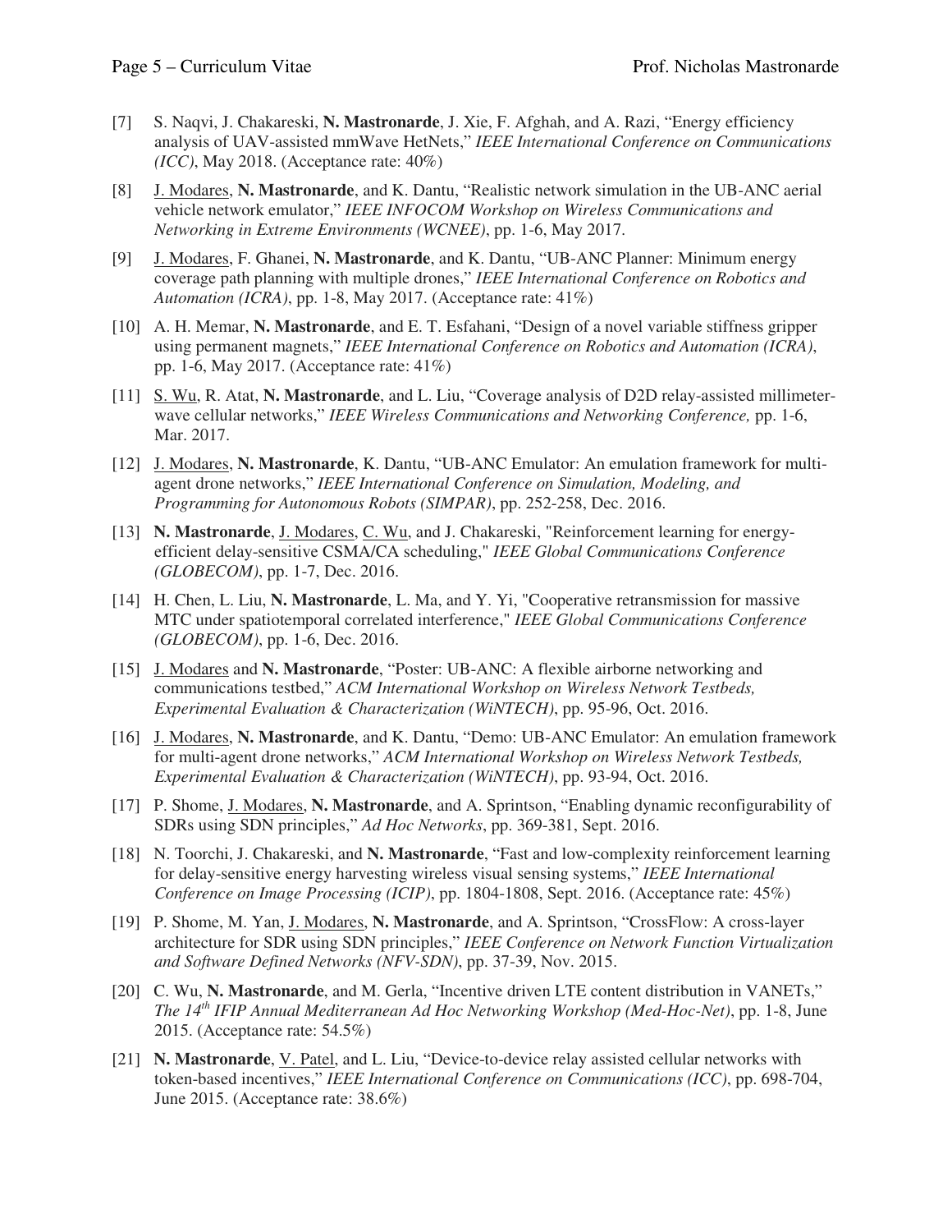[7] S. Naqvi, J. Chakareski, **N. Mastronarde**, J. Xie, F. Afghah, and A. Razi, "Energy efficiency analysis of UAV-assisted mmWave HetNets," *IEEE International Conference on Communications (ICC)*, May 2018. (Acceptance rate: 40%)

[8] J. Modares, **N. Mastronarde**, and K. Dantu, "Realistic network simulation in the UB-ANC aerial vehicle network emulator," *IEEE INFOCOM Workshop on Wireless Communications and Networking in Extreme Environments (WCNEE)*, pp. 1-6, May 2017.

[9] J. Modares, F. Ghanei, **N. Mastronarde**, and K. Dantu, "UB-ANC Planner: Minimum energy coverage path planning with multiple drones," *IEEE International Conference on Robotics and Automation (ICRA)*, pp. 1-8, May 2017. (Acceptance rate: 41%)

[10] A. H. Memar, **N. Mastronarde**, and E. T. Esfahani, "Design of a novel variable stiffness gripper using permanent magnets," *IEEE International Conference on Robotics and Automation (ICRA)*, pp. 1-6, May 2017. (Acceptance rate: 41%)

[11] S. Wu, R. Atat, **N. Mastronarde**, and L. Liu, "Coverage analysis of D2D relay-assisted millimeter-wave cellular networks," *IEEE Wireless Communications and Networking Conference,* pp. 1-6, Mar. 2017.

[12] J. Modares, **N. Mastronarde**, K. Dantu, "UB-ANC Emulator: An emulation framework for multi-agent drone networks," *IEEE International Conference on Simulation, Modeling, and Programming for Autonomous Robots (SIMPAR)*, pp. 252-258, Dec. 2016.

[13] **N. Mastronarde**, J. Modares, C. Wu, and J. Chakareski, "Reinforcement learning for energy-efficient delay-sensitive CSMA/CA scheduling," *IEEE Global Communications Conference (GLOBECOM)*, pp. 1-7, Dec. 2016.

[14] H. Chen, L. Liu, **N. Mastronarde**, L. Ma, and Y. Yi, "Cooperative retransmission for massive MTC under spatiotemporal correlated interference," *IEEE Global Communications Conference (GLOBECOM)*, pp. 1-6, Dec. 2016.

[15] J. Modares and **N. Mastronarde**, "Poster: UB-ANC: A flexible airborne networking and communications testbed," *ACM International Workshop on Wireless Network Testbeds, Experimental Evaluation & Characterization (WiNTECH)*, pp. 95-96, Oct. 2016.

[16] J. Modares, **N. Mastronarde**, and K. Dantu, "Demo: UB-ANC Emulator: An emulation framework for multi-agent drone networks," *ACM International Workshop on Wireless Network Testbeds, Experimental Evaluation & Characterization (WiNTECH)*, pp. 93-94, Oct. 2016.

[17] P. Shome, J. Modares, **N. Mastronarde**, and A. Sprintson, "Enabling dynamic reconfigurability of SDRs using SDN principles," *Ad Hoc Networks*, pp. 369-381, Sept. 2016.

[18] N. Toorchi, J. Chakareski, and **N. Mastronarde**, "Fast and low-complexity reinforcement learning for delay-sensitive energy harvesting wireless visual sensing systems," *IEEE International Conference on Image Processing (ICIP)*, pp. 1804-1808, Sept. 2016. (Acceptance rate: 45%)

[19] P. Shome, M. Yan, J. Modares, **N. Mastronarde**, and A. Sprintson, "CrossFlow: A cross-layer architecture for SDR using SDN principles," *IEEE Conference on Network Function Virtualization and Software Defined Networks (NFV-SDN)*, pp. 37-39, Nov. 2015.

[20] C. Wu, **N. Mastronarde**, and M. Gerla, "Incentive driven LTE content distribution in VANETs," *The 14th IFIP Annual Mediterranean Ad Hoc Networking Workshop (Med-Hoc-Net)*, pp. 1-8, June 2015. (Acceptance rate: 54.5%)

[21] **N. Mastronarde**, V. Patel, and L. Liu, "Device-to-device relay assisted cellular networks with token-based incentives," *IEEE International Conference on Communications (ICC)*, pp. 698-704, June 2015. (Acceptance rate: 38.6%)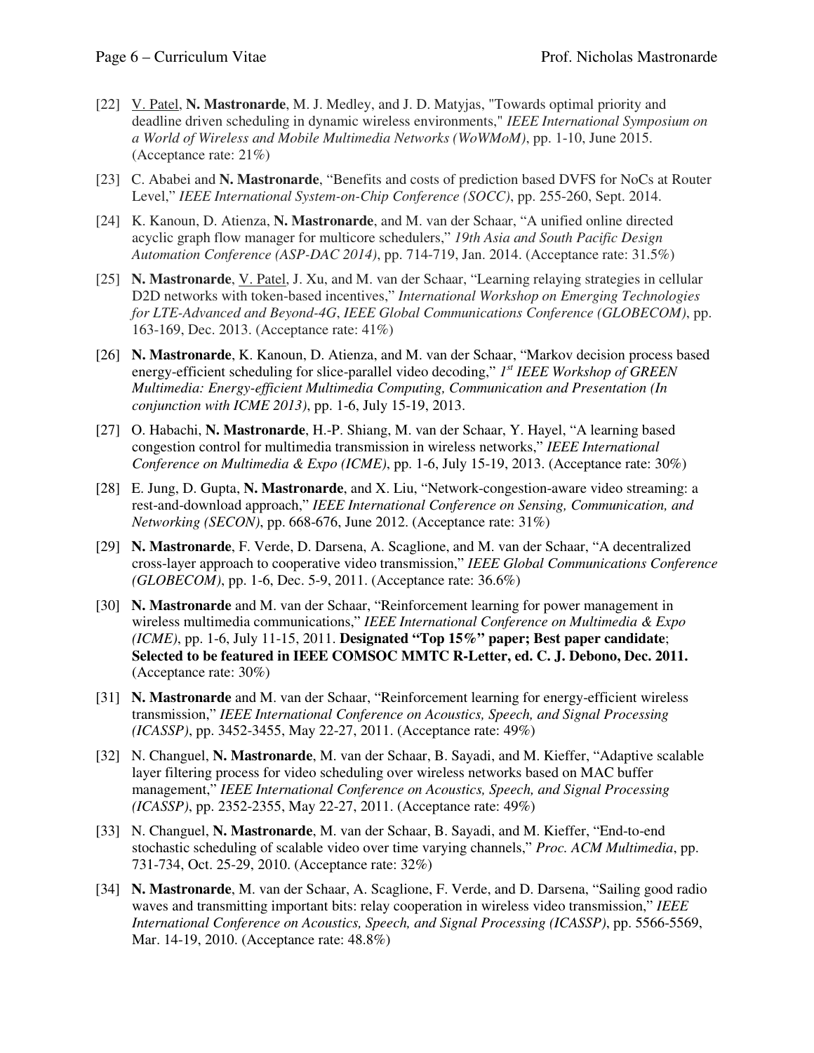[22] <u>V. Patel</u>, **N. Mastronarde**, M. J. Medley, and J. D. Matyjas, "Towards optimal priority and deadline driven scheduling in dynamic wireless environments," *IEEE International Symposium on a World of Wireless and Mobile Multimedia Networks (WoWMoM)*, pp. 1-10, June 2015. (Acceptance rate: 21%)

[23] C. Ababei and **N. Mastronarde**, "Benefits and costs of prediction based DVFS for NoCs at Router Level," *IEEE International System-on-Chip Conference (SOCC)*, pp. 255-260, Sept. 2014.

[24] K. Kanoun, D. Atienza, **N. Mastronarde**, and M. van der Schaar, "A unified online directed acyclic graph flow manager for multicore schedulers," *19th Asia and South Pacific Design Automation Conference (ASP-DAC 2014)*, pp. 714-719, Jan. 2014. (Acceptance rate: 31.5%)

[25] **N. Mastronarde**, <u>V. Patel</u>, J. Xu, and M. van der Schaar, "Learning relaying strategies in cellular D2D networks with token-based incentives," *International Workshop on Emerging Technologies for LTE-Advanced and Beyond-4G*, *IEEE Global Communications Conference (GLOBECOM)*, pp. 163-169, Dec. 2013. (Acceptance rate: 41%)

[26] **N. Mastronarde**, K. Kanoun, D. Atienza, and M. van der Schaar, "Markov decision process based energy-efficient scheduling for slice-parallel video decoding," *1st IEEE Workshop of GREEN Multimedia: Energy-efficient Multimedia Computing, Communication and Presentation (In conjunction with ICME 2013)*, pp. 1-6, July 15-19, 2013.

[27] O. Habachi, **N. Mastronarde**, H.-P. Shiang, M. van der Schaar, Y. Hayel, "A learning based congestion control for multimedia transmission in wireless networks," *IEEE International Conference on Multimedia & Expo (ICME)*, pp. 1-6, July 15-19, 2013. (Acceptance rate: 30%)

[28] E. Jung, D. Gupta, **N. Mastronarde**, and X. Liu, "Network-congestion-aware video streaming: a rest-and-download approach," *IEEE International Conference on Sensing, Communication, and Networking (SECON)*, pp. 668-676, June 2012. (Acceptance rate: 31%)

[29] **N. Mastronarde**, F. Verde, D. Darsena, A. Scaglione, and M. van der Schaar, "A decentralized cross-layer approach to cooperative video transmission," *IEEE Global Communications Conference (GLOBECOM)*, pp. 1-6, Dec. 5-9, 2011. (Acceptance rate: 36.6%)

[30] **N. Mastronarde** and M. van der Schaar, "Reinforcement learning for power management in wireless multimedia communications," *IEEE International Conference on Multimedia & Expo (ICME)*, pp. 1-6, July 11-15, 2011. **Designated "Top 15%" paper; Best paper candidate**; **Selected to be featured in IEEE COMSOC MMTC R-Letter, ed. C. J. Debono, Dec. 2011.** (Acceptance rate: 30%)

[31] **N. Mastronarde** and M. van der Schaar, "Reinforcement learning for energy-efficient wireless transmission," *IEEE International Conference on Acoustics, Speech, and Signal Processing (ICASSP)*, pp. 3452-3455, May 22-27, 2011. (Acceptance rate: 49%)

[32] N. Changuel, **N. Mastronarde**, M. van der Schaar, B. Sayadi, and M. Kieffer, "Adaptive scalable layer filtering process for video scheduling over wireless networks based on MAC buffer management," *IEEE International Conference on Acoustics, Speech, and Signal Processing (ICASSP)*, pp. 2352-2355, May 22-27, 2011. (Acceptance rate: 49%)

[33] N. Changuel, **N. Mastronarde**, M. van der Schaar, B. Sayadi, and M. Kieffer, "End-to-end stochastic scheduling of scalable video over time varying channels," *Proc. ACM Multimedia*, pp. 731-734, Oct. 25-29, 2010. (Acceptance rate: 32%)

[34] **N. Mastronarde**, M. van der Schaar, A. Scaglione, F. Verde, and D. Darsena, "Sailing good radio waves and transmitting important bits: relay cooperation in wireless video transmission," *IEEE International Conference on Acoustics, Speech, and Signal Processing (ICASSP)*, pp. 5566-5569, Mar. 14-19, 2010. (Acceptance rate: 48.8%)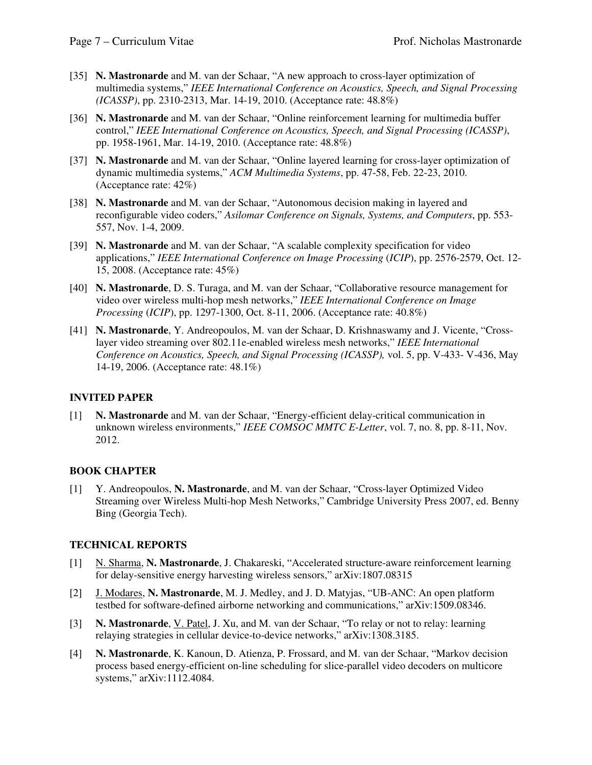[35] **N. Mastronarde** and M. van der Schaar, "A new approach to cross-layer optimization of multimedia systems," *IEEE International Conference on Acoustics, Speech, and Signal Processing (ICASSP)*, pp. 2310-2313, Mar. 14-19, 2010. (Acceptance rate: 48.8%)

[36] **N. Mastronarde** and M. van der Schaar, "Online reinforcement learning for multimedia buffer control," *IEEE International Conference on Acoustics, Speech, and Signal Processing (ICASSP)*, pp. 1958-1961, Mar. 14-19, 2010. (Acceptance rate: 48.8%)

[37] **N. Mastronarde** and M. van der Schaar, "Online layered learning for cross-layer optimization of dynamic multimedia systems," *ACM Multimedia Systems*, pp. 47-58, Feb. 22-23, 2010. (Acceptance rate: 42%)

[38] **N. Mastronarde** and M. van der Schaar, "Autonomous decision making in layered and reconfigurable video coders," *Asilomar Conference on Signals, Systems, and Computers*, pp. 553-557, Nov. 1-4, 2009.

[39] **N. Mastronarde** and M. van der Schaar, "A scalable complexity specification for video applications," *IEEE International Conference on Image Processing* (*ICIP*), pp. 2576-2579, Oct. 12-15, 2008. (Acceptance rate: 45%)

[40] **N. Mastronarde**, D. S. Turaga, and M. van der Schaar, "Collaborative resource management for video over wireless multi-hop mesh networks," *IEEE International Conference on Image Processing* (*ICIP*), pp. 1297-1300, Oct. 8-11, 2006. (Acceptance rate: 40.8%)

[41] **N. Mastronarde**, Y. Andreopoulos, M. van der Schaar, D. Krishnaswamy and J. Vicente, "Cross-layer video streaming over 802.11e-enabled wireless mesh networks," *IEEE International Conference on Acoustics, Speech, and Signal Processing (ICASSP),* vol. 5, pp. V-433- V-436, May 14-19, 2006. (Acceptance rate: 48.1%)

## INVITED PAPER

[1] **N. Mastronarde** and M. van der Schaar, "Energy-efficient delay-critical communication in unknown wireless environments," *IEEE COMSOC MMTC E-Letter*, vol. 7, no. 8, pp. 8-11, Nov. 2012.

## BOOK CHAPTER

[1] Y. Andreopoulos, **N. Mastronarde**, and M. van der Schaar, "Cross-layer Optimized Video Streaming over Wireless Multi-hop Mesh Networks," Cambridge University Press 2007, ed. Benny Bing (Georgia Tech).

## TECHNICAL REPORTS

[1] N. Sharma, **N. Mastronarde**, J. Chakareski, "Accelerated structure-aware reinforcement learning for delay-sensitive energy harvesting wireless sensors," arXiv:1807.08315

[2] J. Modares, **N. Mastronarde**, M. J. Medley, and J. D. Matyjas, "UB-ANC: An open platform testbed for software-defined airborne networking and communications," arXiv:1509.08346.

[3] **N. Mastronarde**, V. Patel, J. Xu, and M. van der Schaar, "To relay or not to relay: learning relaying strategies in cellular device-to-device networks," arXiv:1308.3185.

[4] **N. Mastronarde**, K. Kanoun, D. Atienza, P. Frossard, and M. van der Schaar, "Markov decision process based energy-efficient on-line scheduling for slice-parallel video decoders on multicore systems," arXiv:1112.4084.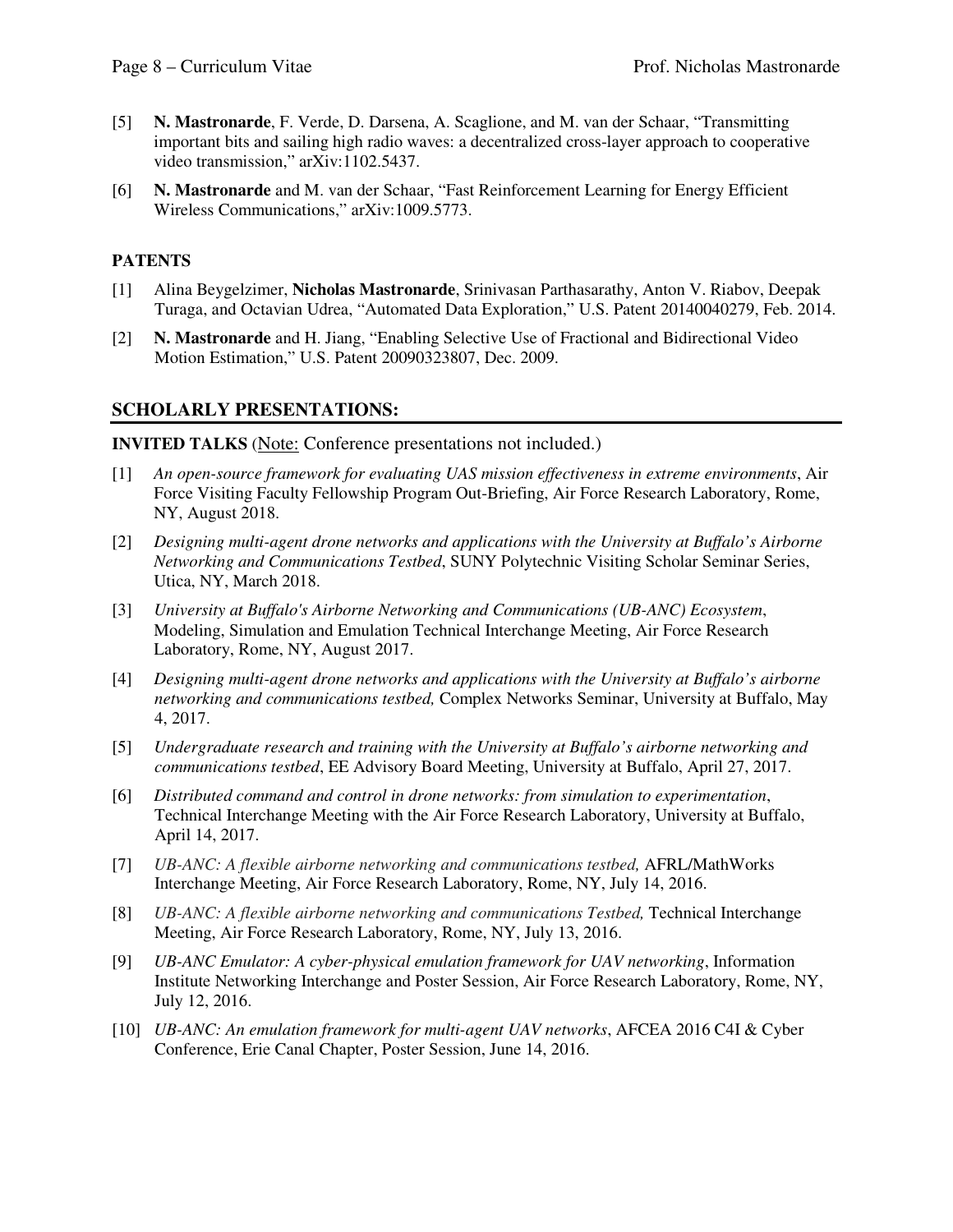[5] **N. Mastronarde**, F. Verde, D. Darsena, A. Scaglione, and M. van der Schaar, "Transmitting important bits and sailing high radio waves: a decentralized cross-layer approach to cooperative video transmission," arXiv:1102.5437.

[6] **N. Mastronarde** and M. van der Schaar, "Fast Reinforcement Learning for Energy Efficient Wireless Communications," arXiv:1009.5773.

### PATENTS

[1] Alina Beygelzimer, **Nicholas Mastronarde**, Srinivasan Parthasarathy, Anton V. Riabov, Deepak Turaga, and Octavian Udrea, "Automated Data Exploration," U.S. Patent 20140040279, Feb. 2014.

[2] **N. Mastronarde** and H. Jiang, "Enabling Selective Use of Fractional and Bidirectional Video Motion Estimation," U.S. Patent 20090323807, Dec. 2009.

## SCHOLARLY PRESENTATIONS:

**INVITED TALKS** (Note: Conference presentations not included.)

[1] *An open-source framework for evaluating UAS mission effectiveness in extreme environments*, Air Force Visiting Faculty Fellowship Program Out-Briefing, Air Force Research Laboratory, Rome, NY, August 2018.

[2] *Designing multi-agent drone networks and applications with the University at Buffalo's Airborne Networking and Communications Testbed*, SUNY Polytechnic Visiting Scholar Seminar Series, Utica, NY, March 2018.

[3] *University at Buffalo's Airborne Networking and Communications (UB-ANC) Ecosystem*, Modeling, Simulation and Emulation Technical Interchange Meeting, Air Force Research Laboratory, Rome, NY, August 2017.

[4] *Designing multi-agent drone networks and applications with the University at Buffalo's airborne networking and communications testbed,* Complex Networks Seminar, University at Buffalo, May 4, 2017.

[5] *Undergraduate research and training with the University at Buffalo's airborne networking and communications testbed*, EE Advisory Board Meeting, University at Buffalo, April 27, 2017.

[6] *Distributed command and control in drone networks: from simulation to experimentation*, Technical Interchange Meeting with the Air Force Research Laboratory, University at Buffalo, April 14, 2017.

[7] *UB-ANC: A flexible airborne networking and communications testbed,* AFRL/MathWorks Interchange Meeting, Air Force Research Laboratory, Rome, NY, July 14, 2016.

[8] *UB-ANC: A flexible airborne networking and communications Testbed,* Technical Interchange Meeting, Air Force Research Laboratory, Rome, NY, July 13, 2016.

[9] *UB-ANC Emulator: A cyber-physical emulation framework for UAV networking*, Information Institute Networking Interchange and Poster Session, Air Force Research Laboratory, Rome, NY, July 12, 2016.

[10] *UB-ANC: An emulation framework for multi-agent UAV networks*, AFCEA 2016 C4I & Cyber Conference, Erie Canal Chapter, Poster Session, June 14, 2016.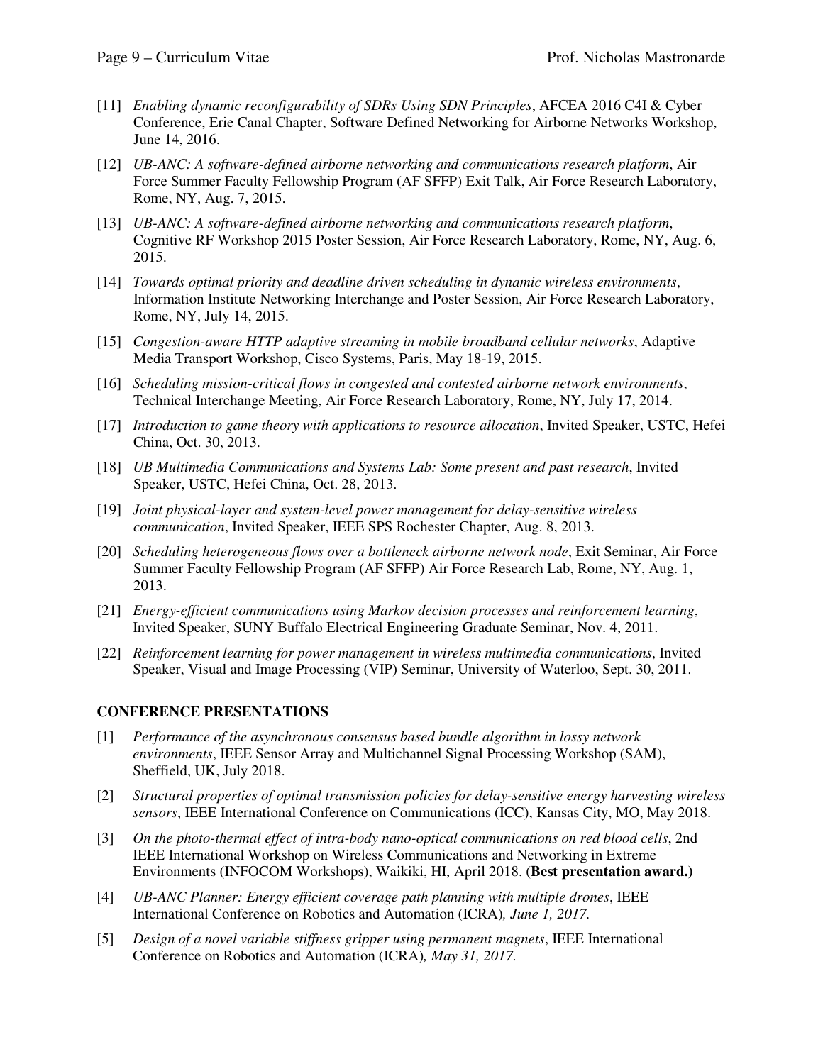[11] *Enabling dynamic reconfigurability of SDRs Using SDN Principles*, AFCEA 2016 C4I & Cyber Conference, Erie Canal Chapter, Software Defined Networking for Airborne Networks Workshop, June 14, 2016.

[12] *UB-ANC: A software-defined airborne networking and communications research platform*, Air Force Summer Faculty Fellowship Program (AF SFFP) Exit Talk, Air Force Research Laboratory, Rome, NY, Aug. 7, 2015.

[13] *UB-ANC: A software-defined airborne networking and communications research platform*, Cognitive RF Workshop 2015 Poster Session, Air Force Research Laboratory, Rome, NY, Aug. 6, 2015.

[14] *Towards optimal priority and deadline driven scheduling in dynamic wireless environments*, Information Institute Networking Interchange and Poster Session, Air Force Research Laboratory, Rome, NY, July 14, 2015.

[15] *Congestion-aware HTTP adaptive streaming in mobile broadband cellular networks*, Adaptive Media Transport Workshop, Cisco Systems, Paris, May 18-19, 2015.

[16] *Scheduling mission-critical flows in congested and contested airborne network environments*, Technical Interchange Meeting, Air Force Research Laboratory, Rome, NY, July 17, 2014.

[17] *Introduction to game theory with applications to resource allocation*, Invited Speaker, USTC, Hefei China, Oct. 30, 2013.

[18] *UB Multimedia Communications and Systems Lab: Some present and past research*, Invited Speaker, USTC, Hefei China, Oct. 28, 2013.

[19] *Joint physical-layer and system-level power management for delay-sensitive wireless communication*, Invited Speaker, IEEE SPS Rochester Chapter, Aug. 8, 2013.

[20] *Scheduling heterogeneous flows over a bottleneck airborne network node*, Exit Seminar, Air Force Summer Faculty Fellowship Program (AF SFFP) Air Force Research Lab, Rome, NY, Aug. 1, 2013.

[21] *Energy-efficient communications using Markov decision processes and reinforcement learning*, Invited Speaker, SUNY Buffalo Electrical Engineering Graduate Seminar, Nov. 4, 2011.

[22] *Reinforcement learning for power management in wireless multimedia communications*, Invited Speaker, Visual and Image Processing (VIP) Seminar, University of Waterloo, Sept. 30, 2011.

### CONFERENCE PRESENTATIONS

[1] *Performance of the asynchronous consensus based bundle algorithm in lossy network environments*, IEEE Sensor Array and Multichannel Signal Processing Workshop (SAM), Sheffield, UK, July 2018.

[2] *Structural properties of optimal transmission policies for delay-sensitive energy harvesting wireless sensors*, IEEE International Conference on Communications (ICC), Kansas City, MO, May 2018.

[3] *On the photo-thermal effect of intra-body nano-optical communications on red blood cells*, 2nd IEEE International Workshop on Wireless Communications and Networking in Extreme Environments (INFOCOM Workshops), Waikiki, HI, April 2018. (**Best presentation award.)**

[4] *UB-ANC Planner: Energy efficient coverage path planning with multiple drones*, IEEE International Conference on Robotics and Automation (ICRA)*, June 1, 2017.*

[5] *Design of a novel variable stiffness gripper using permanent magnets*, IEEE International Conference on Robotics and Automation (ICRA)*, May 31, 2017.*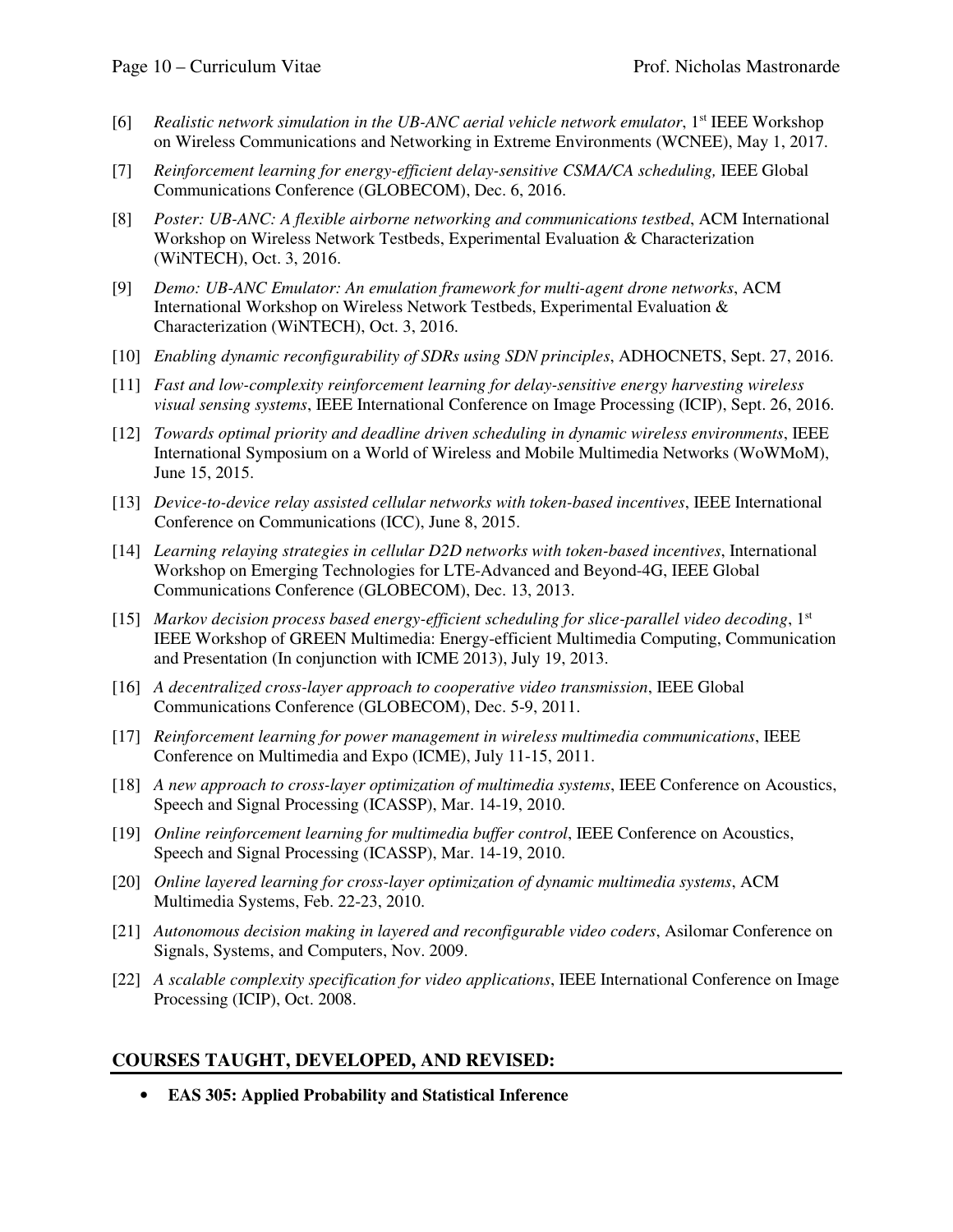[6] *Realistic network simulation in the UB-ANC aerial vehicle network emulator*, 1st IEEE Workshop on Wireless Communications and Networking in Extreme Environments (WCNEE), May 1, 2017.

[7] *Reinforcement learning for energy-efficient delay-sensitive CSMA/CA scheduling,* IEEE Global Communications Conference (GLOBECOM), Dec. 6, 2016.

[8] *Poster: UB-ANC: A flexible airborne networking and communications testbed*, ACM International Workshop on Wireless Network Testbeds, Experimental Evaluation & Characterization (WiNTECH), Oct. 3, 2016.

[9] *Demo: UB-ANC Emulator: An emulation framework for multi-agent drone networks*, ACM International Workshop on Wireless Network Testbeds, Experimental Evaluation & Characterization (WiNTECH), Oct. 3, 2016.

[10] *Enabling dynamic reconfigurability of SDRs using SDN principles*, ADHOCNETS, Sept. 27, 2016.

[11] *Fast and low-complexity reinforcement learning for delay-sensitive energy harvesting wireless visual sensing systems*, IEEE International Conference on Image Processing (ICIP), Sept. 26, 2016.

[12] *Towards optimal priority and deadline driven scheduling in dynamic wireless environments*, IEEE International Symposium on a World of Wireless and Mobile Multimedia Networks (WoWMoM), June 15, 2015.

[13] *Device-to-device relay assisted cellular networks with token-based incentives*, IEEE International Conference on Communications (ICC), June 8, 2015.

[14] *Learning relaying strategies in cellular D2D networks with token-based incentives*, International Workshop on Emerging Technologies for LTE-Advanced and Beyond-4G, IEEE Global Communications Conference (GLOBECOM), Dec. 13, 2013.

[15] *Markov decision process based energy-efficient scheduling for slice-parallel video decoding*, 1st IEEE Workshop of GREEN Multimedia: Energy-efficient Multimedia Computing, Communication and Presentation (In conjunction with ICME 2013), July 19, 2013.

[16] *A decentralized cross-layer approach to cooperative video transmission*, IEEE Global Communications Conference (GLOBECOM), Dec. 5-9, 2011.

[17] *Reinforcement learning for power management in wireless multimedia communications*, IEEE Conference on Multimedia and Expo (ICME), July 11-15, 2011.

[18] *A new approach to cross-layer optimization of multimedia systems*, IEEE Conference on Acoustics, Speech and Signal Processing (ICASSP), Mar. 14-19, 2010.

[19] *Online reinforcement learning for multimedia buffer control*, IEEE Conference on Acoustics, Speech and Signal Processing (ICASSP), Mar. 14-19, 2010.

[20] *Online layered learning for cross-layer optimization of dynamic multimedia systems*, ACM Multimedia Systems, Feb. 22-23, 2010.

[21] *Autonomous decision making in layered and reconfigurable video coders*, Asilomar Conference on Signals, Systems, and Computers, Nov. 2009.

[22] *A scalable complexity specification for video applications*, IEEE International Conference on Image Processing (ICIP), Oct. 2008.

## COURSES TAUGHT, DEVELOPED, AND REVISED:

- **EAS 305: Applied Probability and Statistical Inference**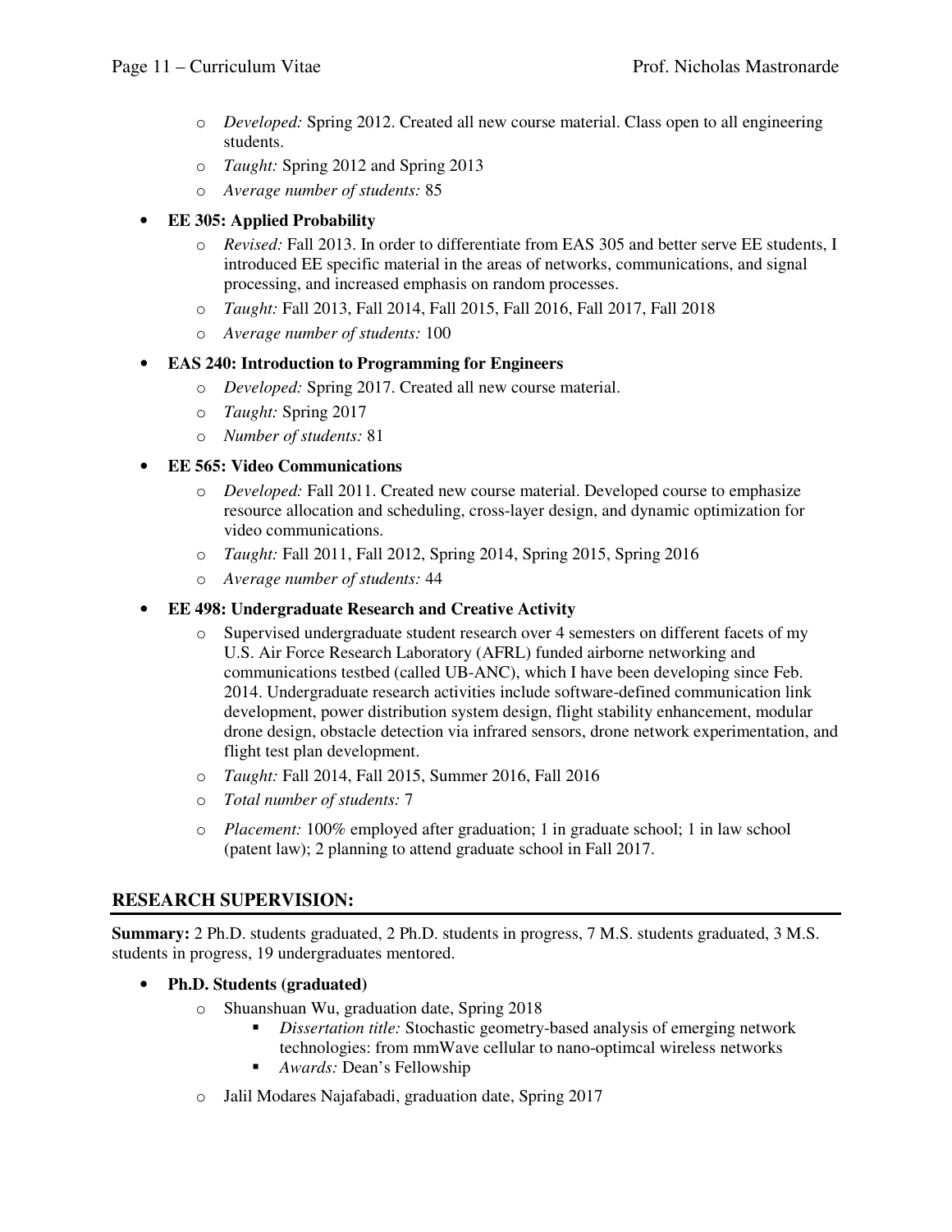- *Developed:* Spring 2012. Created all new course material. Class open to all engineering students.
- *Taught:* Spring 2012 and Spring 2013
- *Average number of students:* 85

- **EE 305: Applied Probability**
  - *Revised:* Fall 2013. In order to differentiate from EAS 305 and better serve EE students, I introduced EE specific material in the areas of networks, communications, and signal processing, and increased emphasis on random processes.
  - *Taught:* Fall 2013, Fall 2014, Fall 2015, Fall 2016, Fall 2017, Fall 2018
  - *Average number of students:* 100

- **EAS 240: Introduction to Programming for Engineers**
  - *Developed:* Spring 2017. Created all new course material.
  - *Taught:* Spring 2017
  - *Number of students:* 81

- **EE 565: Video Communications**
  - *Developed:* Fall 2011. Created new course material. Developed course to emphasize resource allocation and scheduling, cross-layer design, and dynamic optimization for video communications.
  - *Taught:* Fall 2011, Fall 2012, Spring 2014, Spring 2015, Spring 2016
  - *Average number of students:* 44

- **EE 498: Undergraduate Research and Creative Activity**
  - Supervised undergraduate student research over 4 semesters on different facets of my U.S. Air Force Research Laboratory (AFRL) funded airborne networking and communications testbed (called UB-ANC), which I have been developing since Feb. 2014. Undergraduate research activities include software-defined communication link development, power distribution system design, flight stability enhancement, modular drone design, obstacle detection via infrared sensors, drone network experimentation, and flight test plan development.
  - *Taught:* Fall 2014, Fall 2015, Summer 2016, Fall 2016
  - *Total number of students:* 7
  - *Placement:* 100% employed after graduation; 1 in graduate school; 1 in law school (patent law); 2 planning to attend graduate school in Fall 2017.

## RESEARCH SUPERVISION:

**Summary:** 2 Ph.D. students graduated, 2 Ph.D. students in progress, 7 M.S. students graduated, 3 M.S. students in progress, 19 undergraduates mentored.

- **Ph.D. Students (graduated)**
  - Shuanshuan Wu, graduation date, Spring 2018
    - *Dissertation title:* Stochastic geometry-based analysis of emerging network technologies: from mmWave cellular to nano-optimcal wireless networks
    - *Awards:* Dean's Fellowship
  - Jalil Modares Najafabadi, graduation date, Spring 2017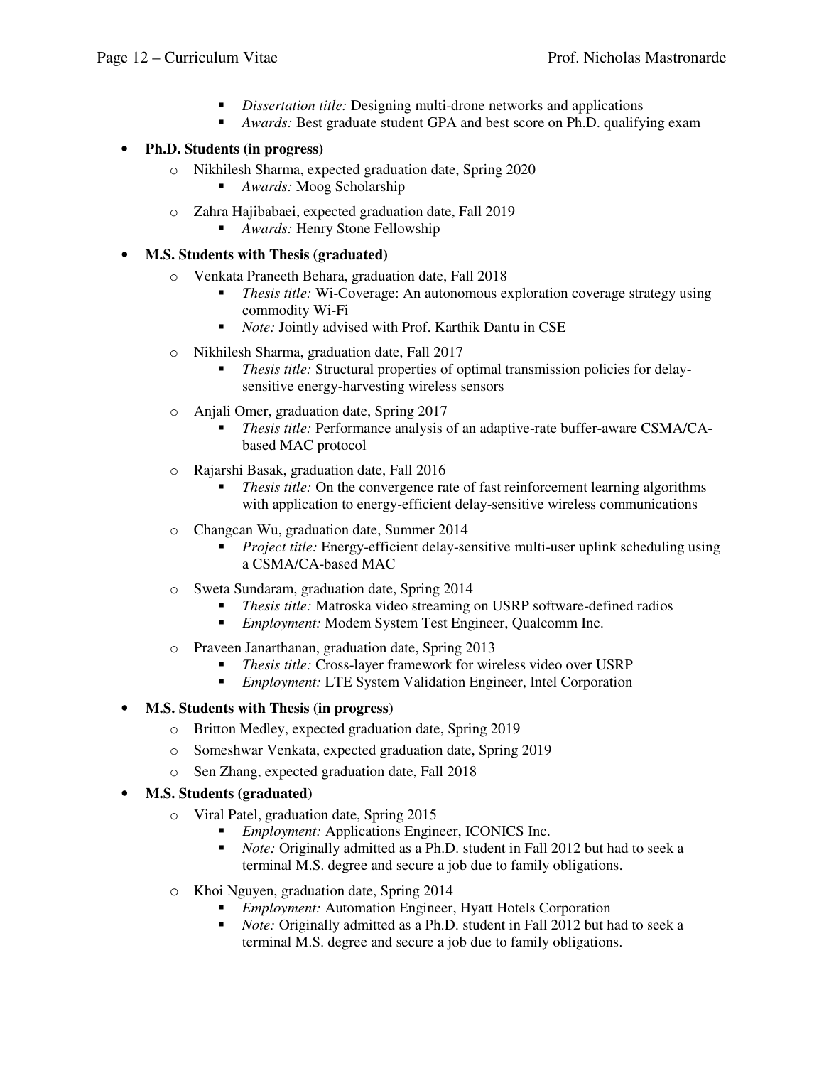- *Dissertation title:* Designing multi-drone networks and applications
    - *Awards:* Best graduate student GPA and best score on Ph.D. qualifying exam

- **Ph.D. Students (in progress)**
  - Nikhilesh Sharma, expected graduation date, Spring 2020
    - *Awards:* Moog Scholarship
  - Zahra Hajibabaei, expected graduation date, Fall 2019
    - *Awards:* Henry Stone Fellowship

- **M.S. Students with Thesis (graduated)**
  - Venkata Praneeth Behara, graduation date, Fall 2018
    - *Thesis title:* Wi-Coverage: An autonomous exploration coverage strategy using commodity Wi-Fi
    - *Note:* Jointly advised with Prof. Karthik Dantu in CSE
  - Nikhilesh Sharma, graduation date, Fall 2017
    - *Thesis title:* Structural properties of optimal transmission policies for delay-sensitive energy-harvesting wireless sensors
  - Anjali Omer, graduation date, Spring 2017
    - *Thesis title:* Performance analysis of an adaptive-rate buffer-aware CSMA/CA-based MAC protocol
  - Rajarshi Basak, graduation date, Fall 2016
    - *Thesis title:* On the convergence rate of fast reinforcement learning algorithms with application to energy-efficient delay-sensitive wireless communications
  - Changcan Wu, graduation date, Summer 2014
    - *Project title:* Energy-efficient delay-sensitive multi-user uplink scheduling using a CSMA/CA-based MAC
  - Sweta Sundaram, graduation date, Spring 2014
    - *Thesis title:* Matroska video streaming on USRP software-defined radios
    - *Employment:* Modem System Test Engineer, Qualcomm Inc.
  - Praveen Janarthanan, graduation date, Spring 2013
    - *Thesis title:* Cross-layer framework for wireless video over USRP
    - *Employment:* LTE System Validation Engineer, Intel Corporation

- **M.S. Students with Thesis (in progress)**
  - Britton Medley, expected graduation date, Spring 2019
  - Someshwar Venkata, expected graduation date, Spring 2019
  - Sen Zhang, expected graduation date, Fall 2018

- **M.S. Students (graduated)**
  - Viral Patel, graduation date, Spring 2015
    - *Employment:* Applications Engineer, ICONICS Inc.
    - *Note:* Originally admitted as a Ph.D. student in Fall 2012 but had to seek a terminal M.S. degree and secure a job due to family obligations.
  - Khoi Nguyen, graduation date, Spring 2014
    - *Employment:* Automation Engineer, Hyatt Hotels Corporation
    - *Note:* Originally admitted as a Ph.D. student in Fall 2012 but had to seek a terminal M.S. degree and secure a job due to family obligations.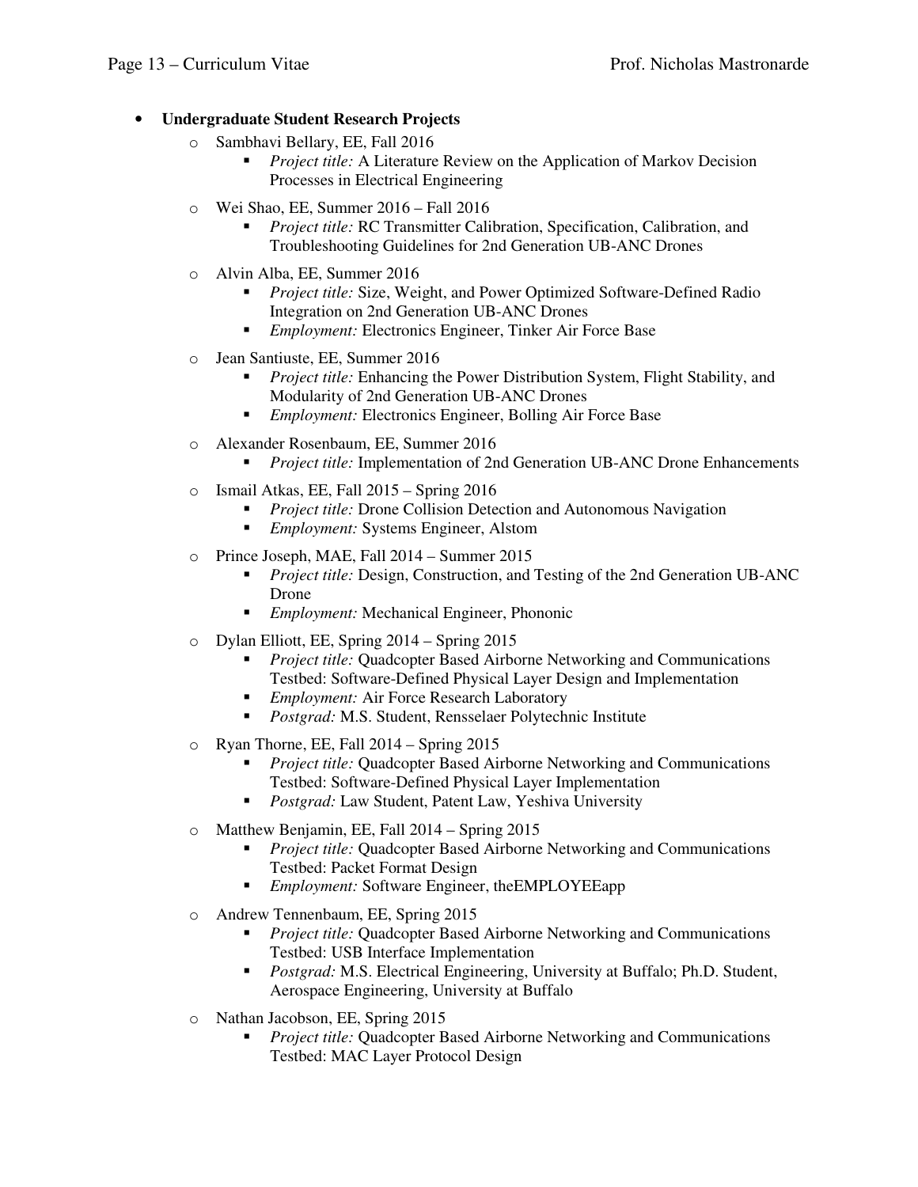- **Undergraduate Student Research Projects**
  - Sambhavi Bellary, EE, Fall 2016
    - *Project title:* A Literature Review on the Application of Markov Decision Processes in Electrical Engineering
  - Wei Shao, EE, Summer 2016 – Fall 2016
    - *Project title:* RC Transmitter Calibration, Specification, Calibration, and Troubleshooting Guidelines for 2nd Generation UB-ANC Drones
  - Alvin Alba, EE, Summer 2016
    - *Project title:* Size, Weight, and Power Optimized Software-Defined Radio Integration on 2nd Generation UB-ANC Drones
    - *Employment:* Electronics Engineer, Tinker Air Force Base
  - Jean Santiuste, EE, Summer 2016
    - *Project title:* Enhancing the Power Distribution System, Flight Stability, and Modularity of 2nd Generation UB-ANC Drones
    - *Employment:* Electronics Engineer, Bolling Air Force Base
  - Alexander Rosenbaum, EE, Summer 2016
    - *Project title:* Implementation of 2nd Generation UB-ANC Drone Enhancements
  - Ismail Atkas, EE, Fall 2015 – Spring 2016
    - *Project title:* Drone Collision Detection and Autonomous Navigation
    - *Employment:* Systems Engineer, Alstom
  - Prince Joseph, MAE, Fall 2014 – Summer 2015
    - *Project title:* Design, Construction, and Testing of the 2nd Generation UB-ANC Drone
    - *Employment:* Mechanical Engineer, Phononic
  - Dylan Elliott, EE, Spring 2014 – Spring 2015
    - *Project title:* Quadcopter Based Airborne Networking and Communications Testbed: Software-Defined Physical Layer Design and Implementation
    - *Employment:* Air Force Research Laboratory
    - *Postgrad:* M.S. Student, Rensselaer Polytechnic Institute
  - Ryan Thorne, EE, Fall 2014 – Spring 2015
    - *Project title:* Quadcopter Based Airborne Networking and Communications Testbed: Software-Defined Physical Layer Implementation
    - *Postgrad:* Law Student, Patent Law, Yeshiva University
  - Matthew Benjamin, EE, Fall 2014 – Spring 2015
    - *Project title:* Quadcopter Based Airborne Networking and Communications Testbed: Packet Format Design
    - *Employment:* Software Engineer, theEMPLOYEEapp
  - Andrew Tennenbaum, EE, Spring 2015
    - *Project title:* Quadcopter Based Airborne Networking and Communications Testbed: USB Interface Implementation
    - *Postgrad:* M.S. Electrical Engineering, University at Buffalo; Ph.D. Student, Aerospace Engineering, University at Buffalo
  - Nathan Jacobson, EE, Spring 2015
    - *Project title:* Quadcopter Based Airborne Networking and Communications Testbed: MAC Layer Protocol Design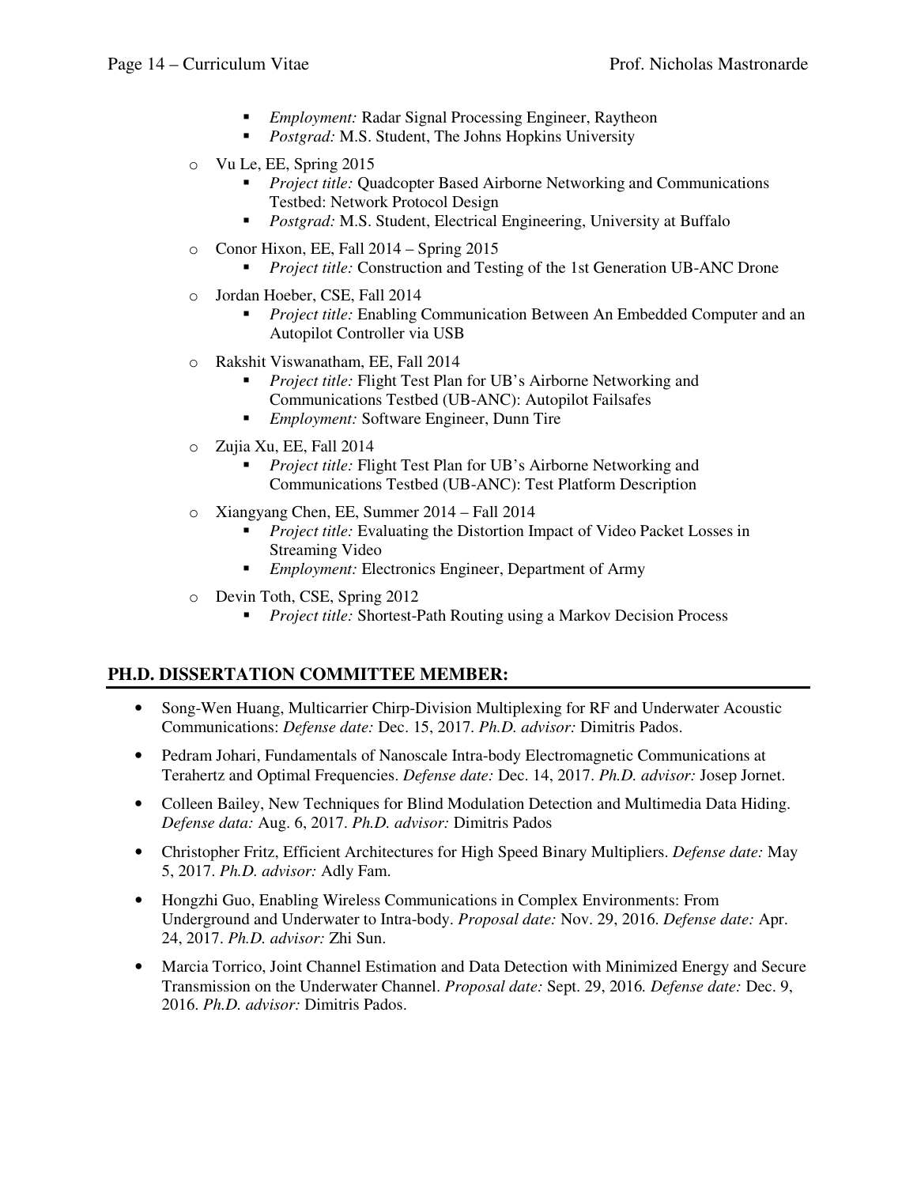- *Employment:* Radar Signal Processing Engineer, Raytheon
    - *Postgrad:* M.S. Student, The Johns Hopkins University

- Vu Le, EE, Spring 2015
    - *Project title:* Quadcopter Based Airborne Networking and Communications Testbed: Network Protocol Design
    - *Postgrad:* M.S. Student, Electrical Engineering, University at Buffalo
- Conor Hixon, EE, Fall 2014 – Spring 2015
    - *Project title:* Construction and Testing of the 1st Generation UB-ANC Drone
- Jordan Hoeber, CSE, Fall 2014
    - *Project title:* Enabling Communication Between An Embedded Computer and an Autopilot Controller via USB
- Rakshit Viswanatham, EE, Fall 2014
    - *Project title:* Flight Test Plan for UB's Airborne Networking and Communications Testbed (UB-ANC): Autopilot Failsafes
    - *Employment:* Software Engineer, Dunn Tire
- Zujia Xu, EE, Fall 2014
    - *Project title:* Flight Test Plan for UB's Airborne Networking and Communications Testbed (UB-ANC): Test Platform Description
- Xiangyang Chen, EE, Summer 2014 – Fall 2014
    - *Project title:* Evaluating the Distortion Impact of Video Packet Losses in Streaming Video
    - *Employment:* Electronics Engineer, Department of Army
- Devin Toth, CSE, Spring 2012
    - *Project title:* Shortest-Path Routing using a Markov Decision Process

## PH.D. DISSERTATION COMMITTEE MEMBER:

- Song-Wen Huang, Multicarrier Chirp-Division Multiplexing for RF and Underwater Acoustic Communications: *Defense date:* Dec. 15, 2017. *Ph.D. advisor:* Dimitris Pados.
- Pedram Johari, Fundamentals of Nanoscale Intra-body Electromagnetic Communications at Terahertz and Optimal Frequencies. *Defense date:* Dec. 14, 2017. *Ph.D. advisor:* Josep Jornet.
- Colleen Bailey, New Techniques for Blind Modulation Detection and Multimedia Data Hiding. *Defense data:* Aug. 6, 2017. *Ph.D. advisor:* Dimitris Pados
- Christopher Fritz, Efficient Architectures for High Speed Binary Multipliers. *Defense date:* May 5, 2017. *Ph.D. advisor:* Adly Fam.
- Hongzhi Guo, Enabling Wireless Communications in Complex Environments: From Underground and Underwater to Intra-body. *Proposal date:* Nov. 29, 2016. *Defense date:* Apr. 24, 2017. *Ph.D. advisor:* Zhi Sun.
- Marcia Torrico, Joint Channel Estimation and Data Detection with Minimized Energy and Secure Transmission on the Underwater Channel. *Proposal date:* Sept. 29, 2016. *Defense date:* Dec. 9, 2016. *Ph.D. advisor:* Dimitris Pados.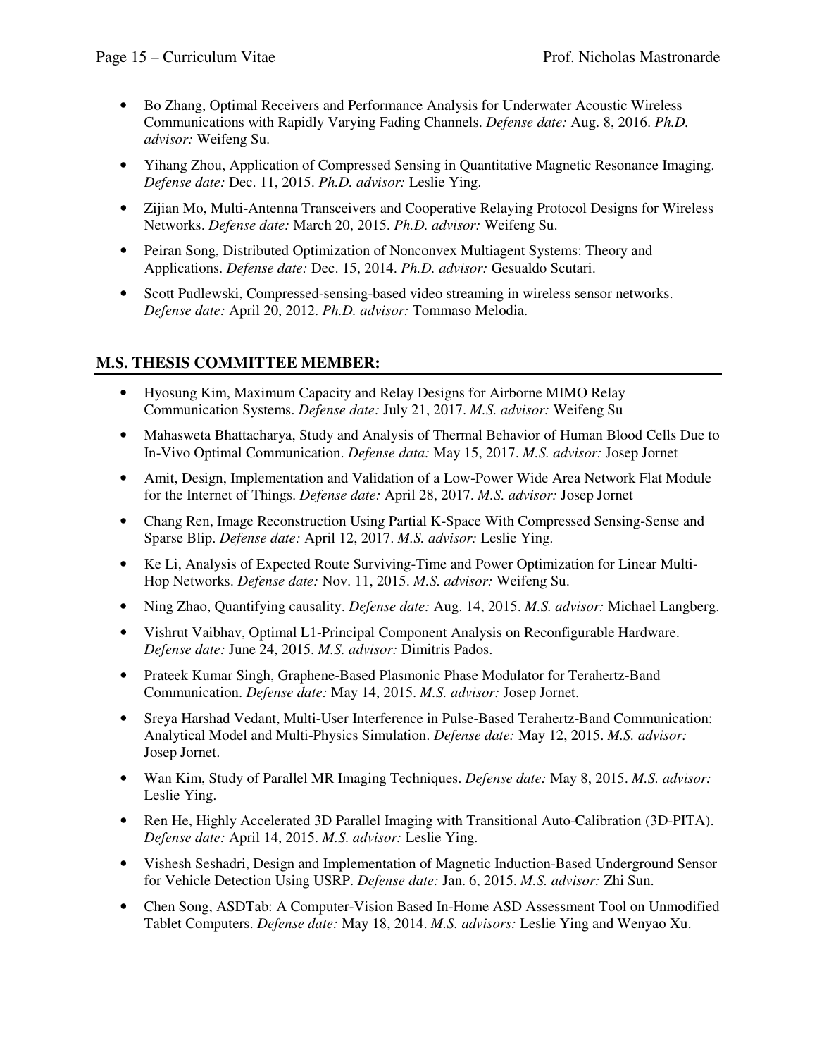- Bo Zhang, Optimal Receivers and Performance Analysis for Underwater Acoustic Wireless Communications with Rapidly Varying Fading Channels. *Defense date:* Aug. 8, 2016. *Ph.D. advisor:* Weifeng Su.
- Yihang Zhou, Application of Compressed Sensing in Quantitative Magnetic Resonance Imaging. *Defense date:* Dec. 11, 2015. *Ph.D. advisor:* Leslie Ying.
- Zijian Mo, Multi-Antenna Transceivers and Cooperative Relaying Protocol Designs for Wireless Networks. *Defense date:* March 20, 2015. *Ph.D. advisor:* Weifeng Su.
- Peiran Song, Distributed Optimization of Nonconvex Multiagent Systems: Theory and Applications. *Defense date:* Dec. 15, 2014. *Ph.D. advisor:* Gesualdo Scutari.
- Scott Pudlewski, Compressed-sensing-based video streaming in wireless sensor networks. *Defense date:* April 20, 2012. *Ph.D. advisor:* Tommaso Melodia.

## M.S. THESIS COMMITTEE MEMBER:

- Hyosung Kim, Maximum Capacity and Relay Designs for Airborne MIMO Relay Communication Systems. *Defense date:* July 21, 2017. *M.S. advisor:* Weifeng Su
- Mahasweta Bhattacharya, Study and Analysis of Thermal Behavior of Human Blood Cells Due to In-Vivo Optimal Communication. *Defense data:* May 15, 2017. *M.S. advisor:* Josep Jornet
- Amit, Design, Implementation and Validation of a Low-Power Wide Area Network Flat Module for the Internet of Things. *Defense date:* April 28, 2017. *M.S. advisor:* Josep Jornet
- Chang Ren, Image Reconstruction Using Partial K-Space With Compressed Sensing-Sense and Sparse Blip. *Defense date:* April 12, 2017. *M.S. advisor:* Leslie Ying.
- Ke Li, Analysis of Expected Route Surviving-Time and Power Optimization for Linear Multi-Hop Networks. *Defense date:* Nov. 11, 2015. *M.S. advisor:* Weifeng Su.
- Ning Zhao, Quantifying causality. *Defense date:* Aug. 14, 2015. *M.S. advisor:* Michael Langberg.
- Vishrut Vaibhav, Optimal L1-Principal Component Analysis on Reconfigurable Hardware. *Defense date:* June 24, 2015. *M.S. advisor:* Dimitris Pados.
- Prateek Kumar Singh, Graphene-Based Plasmonic Phase Modulator for Terahertz-Band Communication. *Defense date:* May 14, 2015. *M.S. advisor:* Josep Jornet.
- Sreya Harshad Vedant, Multi-User Interference in Pulse-Based Terahertz-Band Communication: Analytical Model and Multi-Physics Simulation. *Defense date:* May 12, 2015. *M.S. advisor:* Josep Jornet.
- Wan Kim, Study of Parallel MR Imaging Techniques. *Defense date:* May 8, 2015. *M.S. advisor:* Leslie Ying.
- Ren He, Highly Accelerated 3D Parallel Imaging with Transitional Auto-Calibration (3D-PITA). *Defense date:* April 14, 2015. *M.S. advisor:* Leslie Ying.
- Vishesh Seshadri, Design and Implementation of Magnetic Induction-Based Underground Sensor for Vehicle Detection Using USRP. *Defense date:* Jan. 6, 2015. *M.S. advisor:* Zhi Sun.
- Chen Song, ASDTab: A Computer-Vision Based In-Home ASD Assessment Tool on Unmodified Tablet Computers. *Defense date:* May 18, 2014. *M.S. advisors:* Leslie Ying and Wenyao Xu.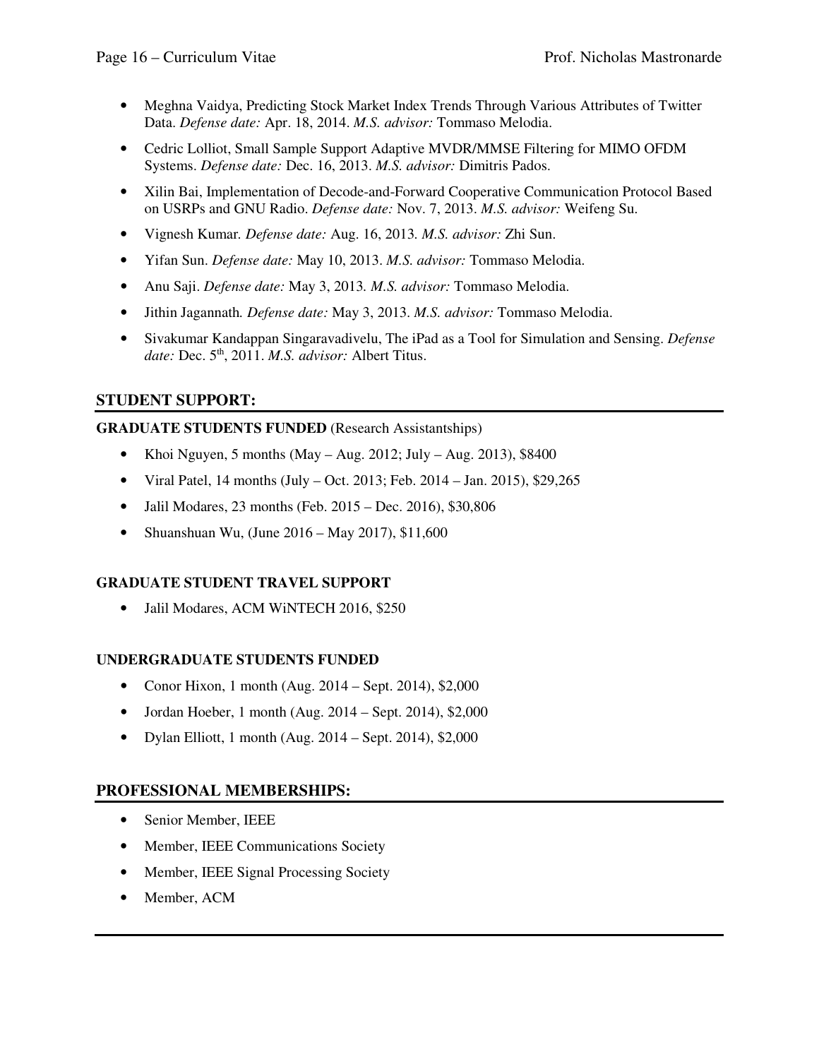- Meghna Vaidya, Predicting Stock Market Index Trends Through Various Attributes of Twitter Data. *Defense date:* Apr. 18, 2014. *M.S. advisor:* Tommaso Melodia.
- Cedric Lolliot, Small Sample Support Adaptive MVDR/MMSE Filtering for MIMO OFDM Systems. *Defense date:* Dec. 16, 2013. *M.S. advisor:* Dimitris Pados.
- Xilin Bai, Implementation of Decode-and-Forward Cooperative Communication Protocol Based on USRPs and GNU Radio. *Defense date:* Nov. 7, 2013. *M.S. advisor:* Weifeng Su.
- Vignesh Kumar. *Defense date:* Aug. 16, 2013. *M.S. advisor:* Zhi Sun.
- Yifan Sun. *Defense date:* May 10, 2013. *M.S. advisor:* Tommaso Melodia.
- Anu Saji. *Defense date:* May 3, 2013. *M.S. advisor:* Tommaso Melodia.
- Jithin Jagannath. *Defense date:* May 3, 2013. *M.S. advisor:* Tommaso Melodia.
- Sivakumar Kandappan Singaravadivelu, The iPad as a Tool for Simulation and Sensing. *Defense date:* Dec. 5th, 2011. *M.S. advisor:* Albert Titus.

## STUDENT SUPPORT:

**GRADUATE STUDENTS FUNDED** (Research Assistantships)

- Khoi Nguyen, 5 months (May – Aug. 2012; July – Aug. 2013), $8400
- Viral Patel, 14 months (July – Oct. 2013; Feb. 2014 – Jan. 2015), $29,265
- Jalil Modares, 23 months (Feb. 2015 – Dec. 2016), $30,806
- Shuanshuan Wu, (June 2016 – May 2017), $11,600

**GRADUATE STUDENT TRAVEL SUPPORT**

- Jalil Modares, ACM WiNTECH 2016, $250

**UNDERGRADUATE STUDENTS FUNDED**

- Conor Hixon, 1 month (Aug. 2014 – Sept. 2014), $2,000
- Jordan Hoeber, 1 month (Aug. 2014 – Sept. 2014), $2,000
- Dylan Elliott, 1 month (Aug. 2014 – Sept. 2014), $2,000

## PROFESSIONAL MEMBERSHIPS:

- Senior Member, IEEE
- Member, IEEE Communications Society
- Member, IEEE Signal Processing Society
- Member, ACM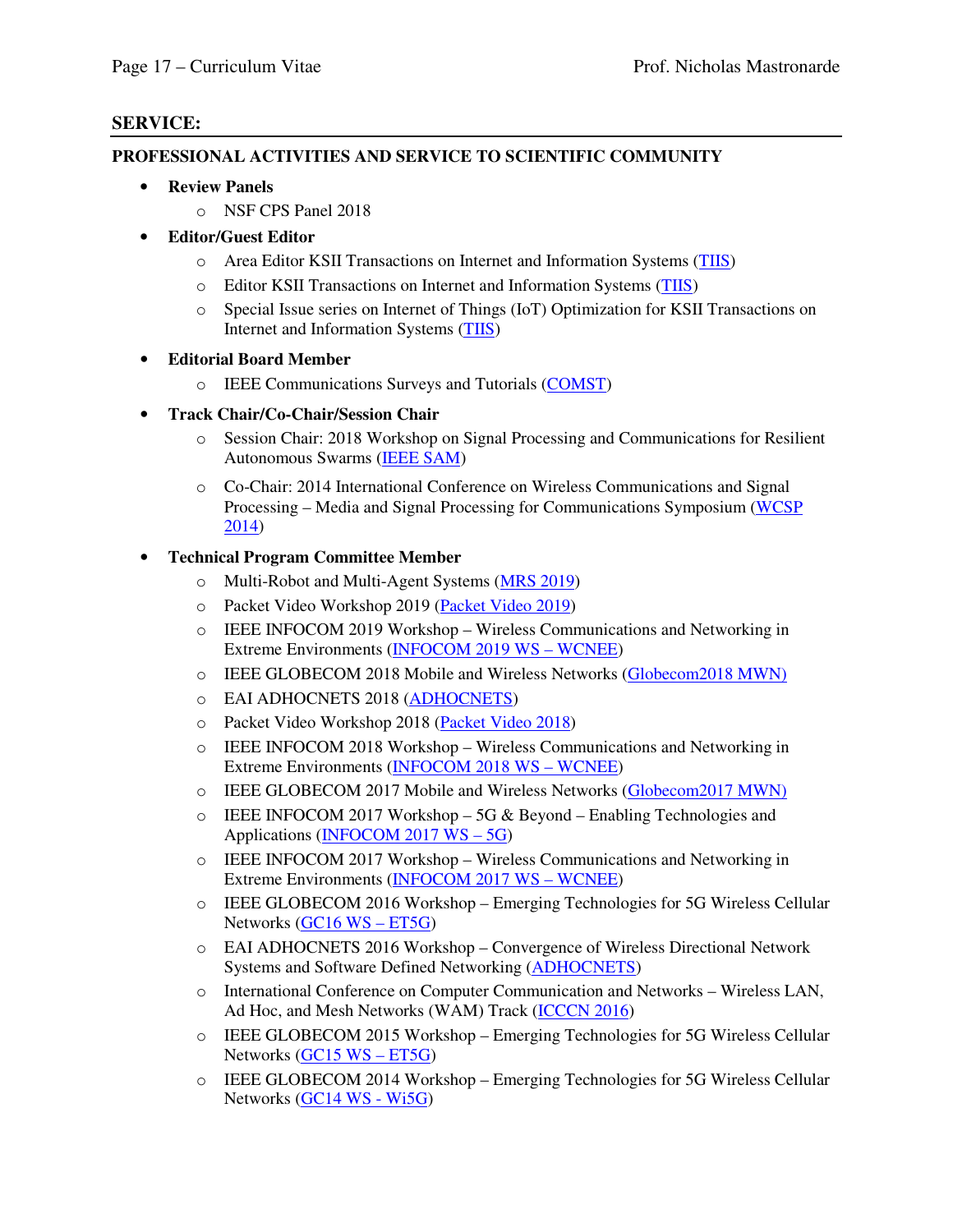## SERVICE:

### PROFESSIONAL ACTIVITIES AND SERVICE TO SCIENTIFIC COMMUNITY

- **Review Panels**
    - NSF CPS Panel 2018
- **Editor/Guest Editor**
    - Area Editor KSII Transactions on Internet and Information Systems (TIIS)
    - Editor KSII Transactions on Internet and Information Systems (TIIS)
    - Special Issue series on Internet of Things (IoT) Optimization for KSII Transactions on Internet and Information Systems (TIIS)
- **Editorial Board Member**
    - IEEE Communications Surveys and Tutorials (COMST)
- **Track Chair/Co-Chair/Session Chair**
    - Session Chair: 2018 Workshop on Signal Processing and Communications for Resilient Autonomous Swarms (IEEE SAM)
    - Co-Chair: 2014 International Conference on Wireless Communications and Signal Processing – Media and Signal Processing for Communications Symposium (WCSP 2014)
- **Technical Program Committee Member**
    - Multi-Robot and Multi-Agent Systems (MRS 2019)
    - Packet Video Workshop 2019 (Packet Video 2019)
    - IEEE INFOCOM 2019 Workshop – Wireless Communications and Networking in Extreme Environments (INFOCOM 2019 WS – WCNEE)
    - IEEE GLOBECOM 2018 Mobile and Wireless Networks (Globecom2018 MWN)
    - EAI ADHOCNETS 2018 (ADHOCNETS)
    - Packet Video Workshop 2018 (Packet Video 2018)
    - IEEE INFOCOM 2018 Workshop – Wireless Communications and Networking in Extreme Environments (INFOCOM 2018 WS – WCNEE)
    - IEEE GLOBECOM 2017 Mobile and Wireless Networks (Globecom2017 MWN)
    - IEEE INFOCOM 2017 Workshop – 5G & Beyond – Enabling Technologies and Applications (INFOCOM 2017 WS – 5G)
    - IEEE INFOCOM 2017 Workshop – Wireless Communications and Networking in Extreme Environments (INFOCOM 2017 WS – WCNEE)
    - IEEE GLOBECOM 2016 Workshop – Emerging Technologies for 5G Wireless Cellular Networks (GC16 WS – ET5G)
    - EAI ADHOCNETS 2016 Workshop – Convergence of Wireless Directional Network Systems and Software Defined Networking (ADHOCNETS)
    - International Conference on Computer Communication and Networks – Wireless LAN, Ad Hoc, and Mesh Networks (WAM) Track (ICCCN 2016)
    - IEEE GLOBECOM 2015 Workshop – Emerging Technologies for 5G Wireless Cellular Networks (GC15 WS – ET5G)
    - IEEE GLOBECOM 2014 Workshop – Emerging Technologies for 5G Wireless Cellular Networks (GC14 WS - Wi5G)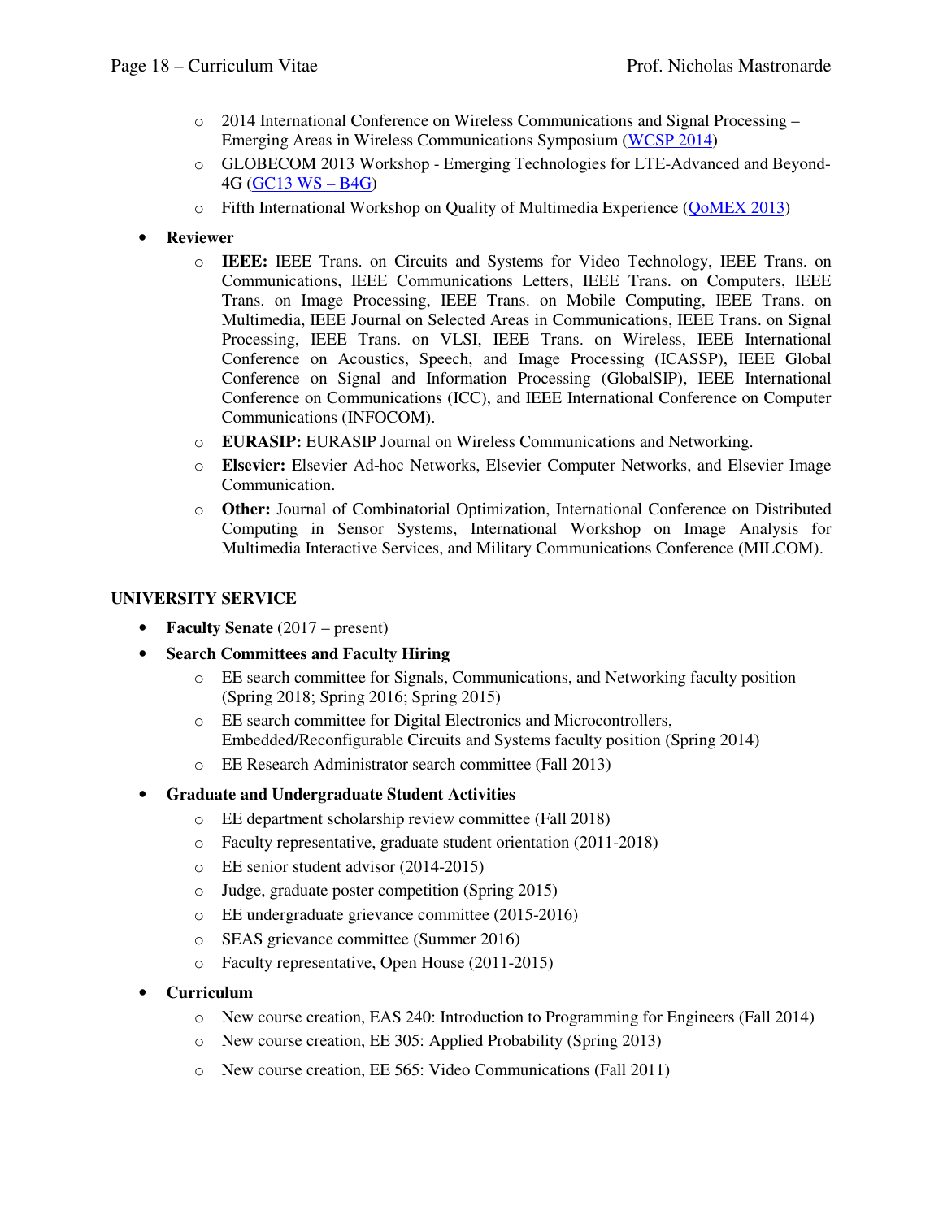- 2014 International Conference on Wireless Communications and Signal Processing – Emerging Areas in Wireless Communications Symposium (WCSP 2014)
  - GLOBECOM 2013 Workshop - Emerging Technologies for LTE-Advanced and Beyond-4G (GC13 WS – B4G)
  - Fifth International Workshop on Quality of Multimedia Experience (QoMEX 2013)

- **Reviewer**
  - **IEEE:** IEEE Trans. on Circuits and Systems for Video Technology, IEEE Trans. on Communications, IEEE Communications Letters, IEEE Trans. on Computers, IEEE Trans. on Image Processing, IEEE Trans. on Mobile Computing, IEEE Trans. on Multimedia, IEEE Journal on Selected Areas in Communications, IEEE Trans. on Signal Processing, IEEE Trans. on VLSI, IEEE Trans. on Wireless, IEEE International Conference on Acoustics, Speech, and Image Processing (ICASSP), IEEE Global Conference on Signal and Information Processing (GlobalSIP), IEEE International Conference on Communications (ICC), and IEEE International Conference on Computer Communications (INFOCOM).
  - **EURASIP:** EURASIP Journal on Wireless Communications and Networking.
  - **Elsevier:** Elsevier Ad-hoc Networks, Elsevier Computer Networks, and Elsevier Image Communication.
  - **Other:** Journal of Combinatorial Optimization, International Conference on Distributed Computing in Sensor Systems, International Workshop on Image Analysis for Multimedia Interactive Services, and Military Communications Conference (MILCOM).

## UNIVERSITY SERVICE

- **Faculty Senate** (2017 – present)
- **Search Committees and Faculty Hiring**
  - EE search committee for Signals, Communications, and Networking faculty position (Spring 2018; Spring 2016; Spring 2015)
  - EE search committee for Digital Electronics and Microcontrollers, Embedded/Reconfigurable Circuits and Systems faculty position (Spring 2014)
  - EE Research Administrator search committee (Fall 2013)
- **Graduate and Undergraduate Student Activities**
  - EE department scholarship review committee (Fall 2018)
  - Faculty representative, graduate student orientation (2011-2018)
  - EE senior student advisor (2014-2015)
  - Judge, graduate poster competition (Spring 2015)
  - EE undergraduate grievance committee (2015-2016)
  - SEAS grievance committee (Summer 2016)
  - Faculty representative, Open House (2011-2015)
- **Curriculum**
  - New course creation, EAS 240: Introduction to Programming for Engineers (Fall 2014)
  - New course creation, EE 305: Applied Probability (Spring 2013)
  - New course creation, EE 565: Video Communications (Fall 2011)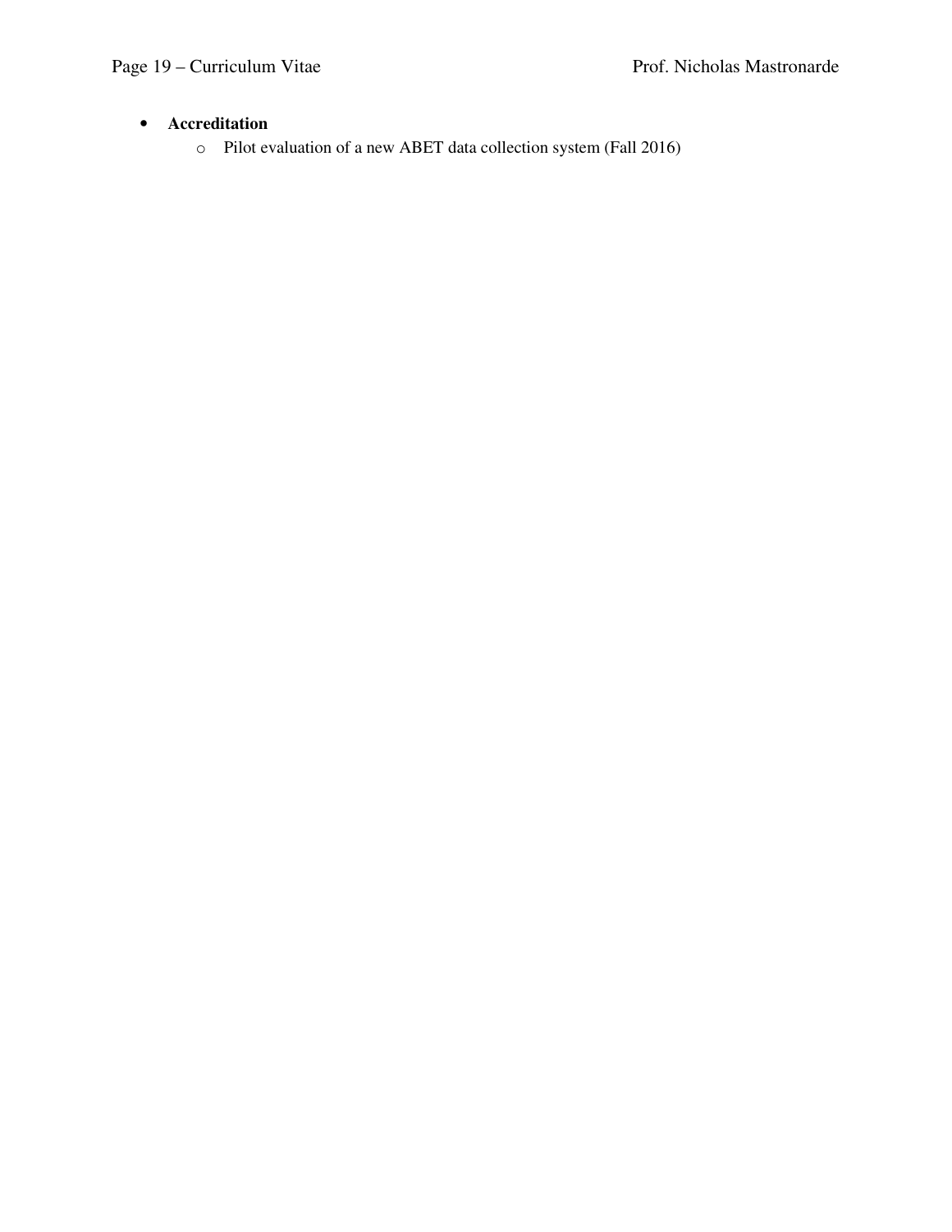- **Accreditation**
  - Pilot evaluation of a new ABET data collection system (Fall 2016)